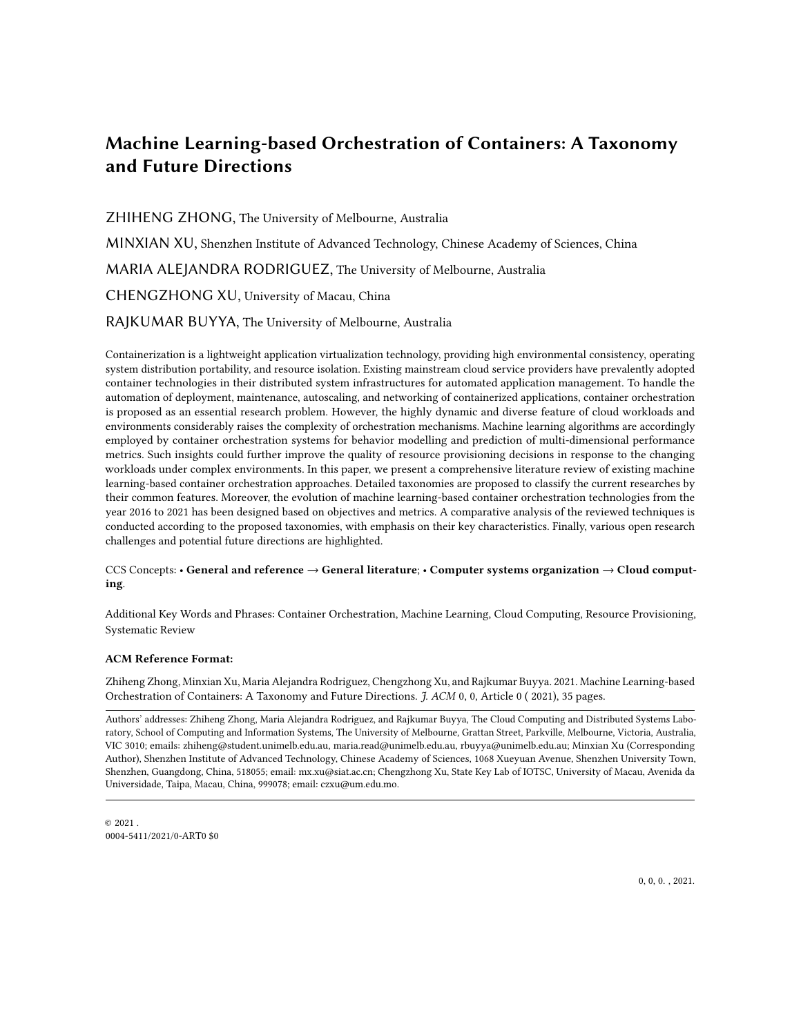# Machine Learning-based Orchestration of Containers: A Taxonomy and Future Directions

ZHIHENG ZHONG, The University of Melbourne, Australia

MINXIAN XU, Shenzhen Institute of Advanced Technology, Chinese Academy of Sciences, China

MARIA ALEJANDRA RODRIGUEZ, The University of Melbourne, Australia

CHENGZHONG XU, University of Macau, China

RAJKUMAR BUYYA, The University of Melbourne, Australia

Containerization is a lightweight application virtualization technology, providing high environmental consistency, operating system distribution portability, and resource isolation. Existing mainstream cloud service providers have prevalently adopted container technologies in their distributed system infrastructures for automated application management. To handle the automation of deployment, maintenance, autoscaling, and networking of containerized applications, container orchestration is proposed as an essential research problem. However, the highly dynamic and diverse feature of cloud workloads and environments considerably raises the complexity of orchestration mechanisms. Machine learning algorithms are accordingly employed by container orchestration systems for behavior modelling and prediction of multi-dimensional performance metrics. Such insights could further improve the quality of resource provisioning decisions in response to the changing workloads under complex environments. In this paper, we present a comprehensive literature review of existing machine learning-based container orchestration approaches. Detailed taxonomies are proposed to classify the current researches by their common features. Moreover, the evolution of machine learning-based container orchestration technologies from the year 2016 to 2021 has been designed based on objectives and metrics. A comparative analysis of the reviewed techniques is conducted according to the proposed taxonomies, with emphasis on their key characteristics. Finally, various open research challenges and potential future directions are highlighted.

CCS Concepts: • **General and reference** → **General literature**; • **Computer systems organization** → **Cloud computing**.

Additional Key Words and Phrases: Container Orchestration, Machine Learning, Cloud Computing, Resource Provisioning, Systematic Review

**ACM Reference Format:**

Zhiheng Zhong, Minxian Xu, Maria Alejandra Rodriguez, Chengzhong Xu, and Rajkumar Buyya. 2021. Machine Learning-based Orchestration of Containers: A Taxonomy and Future Directions. *J. ACM* 0, 0, Article 0 ( 2021), 35 pages.

---

Authors' addresses: Zhiheng Zhong, Maria Alejandra Rodriguez, and Rajkumar Buyya, The Cloud Computing and Distributed Systems Laboratory, School of Computing and Information Systems, The University of Melbourne, Grattan Street, Parkville, Melbourne, Victoria, Australia, VIC 3010; emails: zhiheng@student.unimelb.edu.au, maria.read@unimelb.edu.au, rbuyya@unimelb.edu.au; Minxian Xu (Corresponding Author), Shenzhen Institute of Advanced Technology, Chinese Academy of Sciences, 1068 Xueyuan Avenue, Shenzhen University Town, Shenzhen, Guangdong, China, 518055; email: mx.xu@siat.ac.cn; Chengzhong Xu, State Key Lab of IOTSC, University of Macau, Avenida da Universidade, Taipa, Macau, China, 999078; email: czxu@um.edu.mo.

---

© 2021 .
0004-5411/2021/0-ART0 $0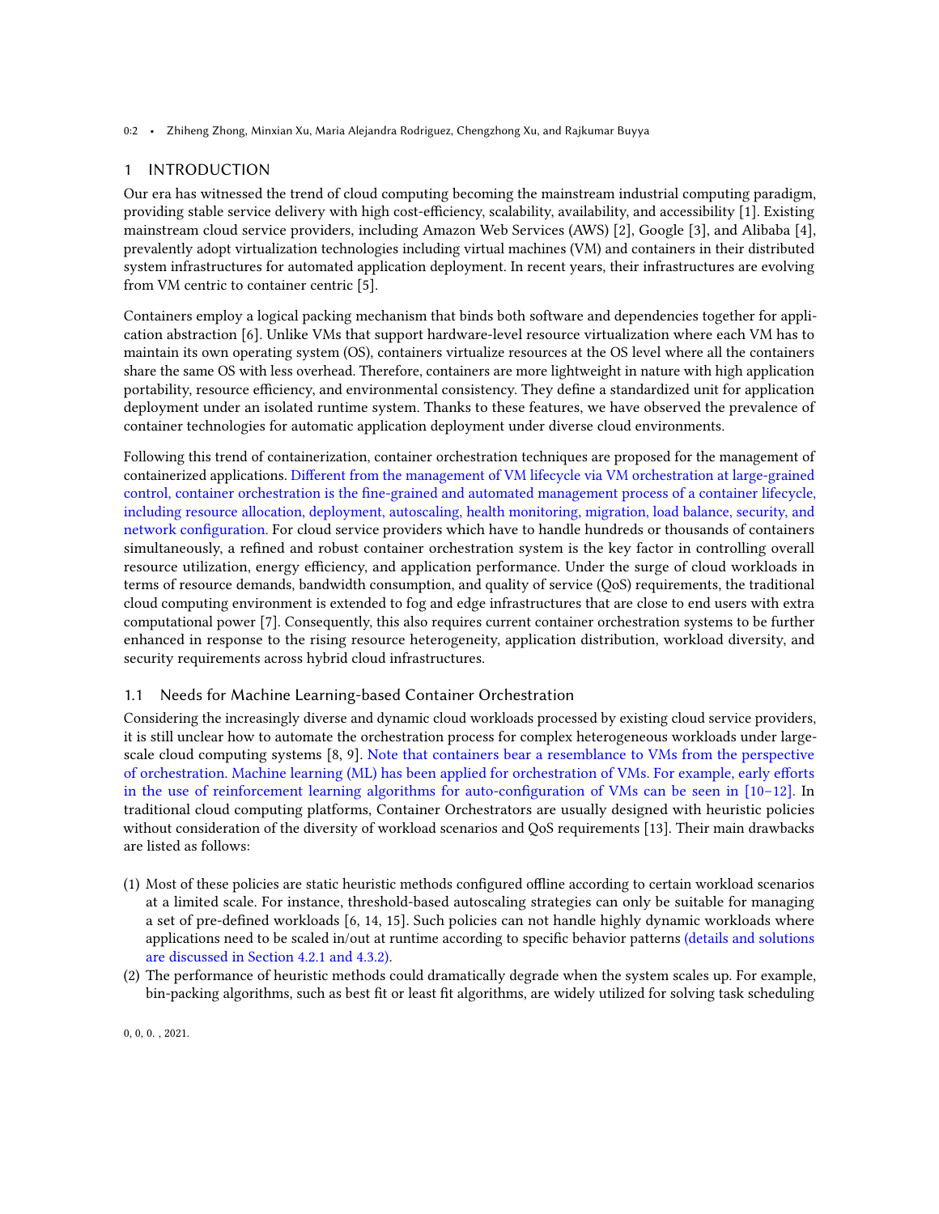## 1 INTRODUCTION

Our era has witnessed the trend of cloud computing becoming the mainstream industrial computing paradigm, providing stable service delivery with high cost-efficiency, scalability, availability, and accessibility [1]. Existing mainstream cloud service providers, including Amazon Web Services (AWS) [2], Google [3], and Alibaba [4], prevalently adopt virtualization technologies including virtual machines (VM) and containers in their distributed system infrastructures for automated application deployment. In recent years, their infrastructures are evolving from VM centric to container centric [5].

Containers employ a logical packing mechanism that binds both software and dependencies together for application abstraction [6]. Unlike VMs that support hardware-level resource virtualization where each VM has to maintain its own operating system (OS), containers virtualize resources at the OS level where all the containers share the same OS with less overhead. Therefore, containers are more lightweight in nature with high application portability, resource efficiency, and environmental consistency. They define a standardized unit for application deployment under an isolated runtime system. Thanks to these features, we have observed the prevalence of container technologies for automatic application deployment under diverse cloud environments.

Following this trend of containerization, container orchestration techniques are proposed for the management of containerized applications. Different from the management of VM lifecycle via VM orchestration at large-grained control, container orchestration is the fine-grained and automated management process of a container lifecycle, including resource allocation, deployment, autoscaling, health monitoring, migration, load balance, security, and network configuration. For cloud service providers which have to handle hundreds or thousands of containers simultaneously, a refined and robust container orchestration system is the key factor in controlling overall resource utilization, energy efficiency, and application performance. Under the surge of cloud workloads in terms of resource demands, bandwidth consumption, and quality of service (QoS) requirements, the traditional cloud computing environment is extended to fog and edge infrastructures that are close to end users with extra computational power [7]. Consequently, this also requires current container orchestration systems to be further enhanced in response to the rising resource heterogeneity, application distribution, workload diversity, and security requirements across hybrid cloud infrastructures.

### 1.1 Needs for Machine Learning-based Container Orchestration

Considering the increasingly diverse and dynamic cloud workloads processed by existing cloud service providers, it is still unclear how to automate the orchestration process for complex heterogeneous workloads under large-scale cloud computing systems [8, 9]. Note that containers bear a resemblance to VMs from the perspective of orchestration. Machine learning (ML) has been applied for orchestration of VMs. For example, early efforts in the use of reinforcement learning algorithms for auto-configuration of VMs can be seen in [10–12]. In traditional cloud computing platforms, Container Orchestrators are usually designed with heuristic policies without consideration of the diversity of workload scenarios and QoS requirements [13]. Their main drawbacks are listed as follows:

(1) Most of these policies are static heuristic methods configured offline according to certain workload scenarios at a limited scale. For instance, threshold-based autoscaling strategies can only be suitable for managing a set of pre-defined workloads [6, 14, 15]. Such policies can not handle highly dynamic workloads where applications need to be scaled in/out at runtime according to specific behavior patterns (details and solutions are discussed in Section 4.2.1 and 4.3.2).

(2) The performance of heuristic methods could dramatically degrade when the system scales up. For example, bin-packing algorithms, such as best fit or least fit algorithms, are widely utilized for solving task scheduling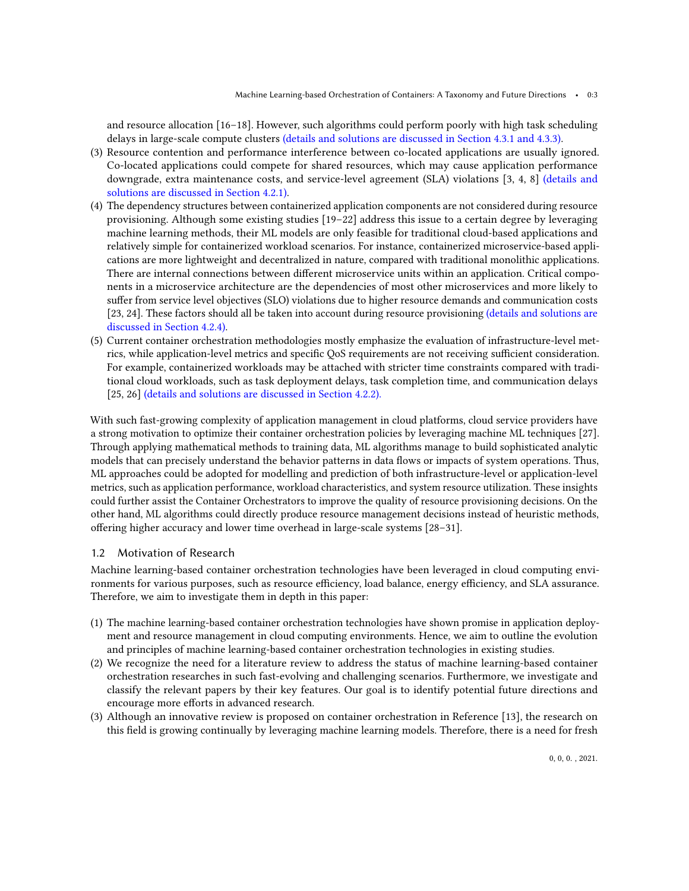and resource allocation [16–18]. However, such algorithms could perform poorly with high task scheduling delays in large-scale compute clusters (details and solutions are discussed in Section 4.3.1 and 4.3.3).

(3) Resource contention and performance interference between co-located applications are usually ignored. Co-located applications could compete for shared resources, which may cause application performance downgrade, extra maintenance costs, and service-level agreement (SLA) violations [3, 4, 8] (details and solutions are discussed in Section 4.2.1).
(4) The dependency structures between containerized application components are not considered during resource provisioning. Although some existing studies [19–22] address this issue to a certain degree by leveraging machine learning methods, their ML models are only feasible for traditional cloud-based applications and relatively simple for containerized workload scenarios. For instance, containerized microservice-based applications are more lightweight and decentralized in nature, compared with traditional monolithic applications. There are internal connections between different microservice units within an application. Critical components in a microservice architecture are the dependencies of most other microservices and more likely to suffer from service level objectives (SLO) violations due to higher resource demands and communication costs [23, 24]. These factors should all be taken into account during resource provisioning (details and solutions are discussed in Section 4.2.4).
(5) Current container orchestration methodologies mostly emphasize the evaluation of infrastructure-level metrics, while application-level metrics and specific QoS requirements are not receiving sufficient consideration. For example, containerized workloads may be attached with stricter time constraints compared with traditional cloud workloads, such as task deployment delays, task completion time, and communication delays [25, 26] (details and solutions are discussed in Section 4.2.2).

With such fast-growing complexity of application management in cloud platforms, cloud service providers have a strong motivation to optimize their container orchestration policies by leveraging machine ML techniques [27]. Through applying mathematical methods to training data, ML algorithms manage to build sophisticated analytic models that can precisely understand the behavior patterns in data flows or impacts of system operations. Thus, ML approaches could be adopted for modelling and prediction of both infrastructure-level or application-level metrics, such as application performance, workload characteristics, and system resource utilization. These insights could further assist the Container Orchestrators to improve the quality of resource provisioning decisions. On the other hand, ML algorithms could directly produce resource management decisions instead of heuristic methods, offering higher accuracy and lower time overhead in large-scale systems [28–31].

## 1.2 Motivation of Research

Machine learning-based container orchestration technologies have been leveraged in cloud computing environments for various purposes, such as resource efficiency, load balance, energy efficiency, and SLA assurance. Therefore, we aim to investigate them in depth in this paper:

(1) The machine learning-based container orchestration technologies have shown promise in application deployment and resource management in cloud computing environments. Hence, we aim to outline the evolution and principles of machine learning-based container orchestration technologies in existing studies.
(2) We recognize the need for a literature review to address the status of machine learning-based container orchestration researches in such fast-evolving and challenging scenarios. Furthermore, we investigate and classify the relevant papers by their key features. Our goal is to identify potential future directions and encourage more efforts in advanced research.
(3) Although an innovative review is proposed on container orchestration in Reference [13], the research on this field is growing continually by leveraging machine learning models. Therefore, there is a need for fresh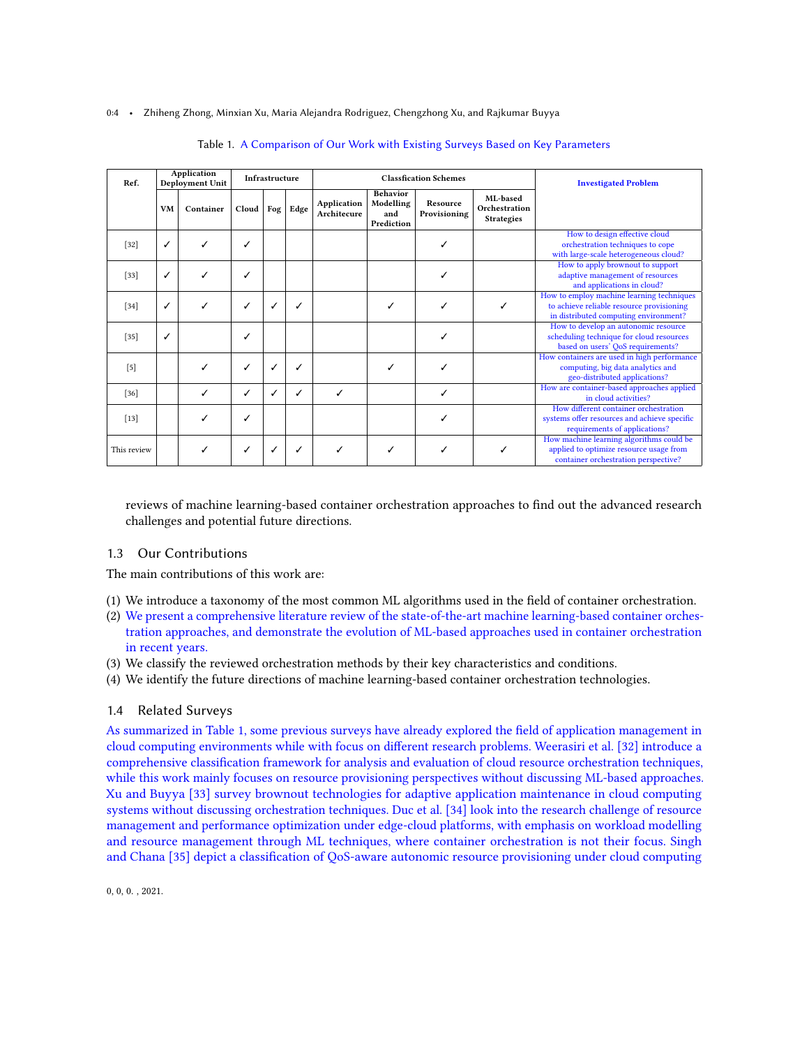Table 1. A Comparison of Our Work with Existing Surveys Based on Key Parameters

| Ref. | Application Deployment Unit | | Infrastructure | | | Classfication Schemes | | | | Investigated Problem |
|---|---|---|---|---|---|---|---|---|---|---|
| | VM | Container | Cloud | Fog | Edge | Application Architecure | Behavior Modelling and Prediction | Resource Provisioning | ML-based Orchestration Strategies | |
| [32] | ✓ | ✓ | ✓ | | | | | ✓ | | How to design effective cloud orchestration techniques to cope with large-scale heterogeneous cloud? |
| [33] | ✓ | ✓ | ✓ | | | | | ✓ | | How to apply brownout to support adaptive management of resources and applications in cloud? |
| [34] | ✓ | ✓ | ✓ | ✓ | ✓ | | ✓ | ✓ | ✓ | How to employ machine learning techniques to achieve reliable resource provisioning in distributed computing environment? |
| [35] | ✓ | | ✓ | | | | | ✓ | | How to develop an autonomic resource scheduling technique for cloud resources based on users' QoS requirements? |
| [5] | | ✓ | ✓ | ✓ | ✓ | | ✓ | ✓ | | How containers are used in high performance computing, big data analytics and geo-distributed applications? |
| [36] | | ✓ | ✓ | ✓ | ✓ | ✓ | | ✓ | | How are container-based approaches applied in cloud activities? |
| [13] | | ✓ | ✓ | | | | | ✓ | | How different container orchestration systems offer resources and achieve specific requirements of applications? |
| This review | | ✓ | ✓ | ✓ | ✓ | ✓ | ✓ | ✓ | ✓ | How machine learning algorithms could be applied to optimize resource usage from container orchestration perspective? |

reviews of machine learning-based container orchestration approaches to find out the advanced research challenges and potential future directions.

### 1.3 Our Contributions

The main contributions of this work are:

1. We introduce a taxonomy of the most common ML algorithms used in the field of container orchestration.
2. We present a comprehensive literature review of the state-of-the-art machine learning-based container orchestration approaches, and demonstrate the evolution of ML-based approaches used in container orchestration in recent years.
3. We classify the reviewed orchestration methods by their key characteristics and conditions.
4. We identify the future directions of machine learning-based container orchestration technologies.

### 1.4 Related Surveys

As summarized in Table 1, some previous surveys have already explored the field of application management in cloud computing environments while with focus on different research problems. Weerasiri et al. [32] introduce a comprehensive classification framework for analysis and evaluation of cloud resource orchestration techniques, while this work mainly focuses on resource provisioning perspectives without discussing ML-based approaches. Xu and Buyya [33] survey brownout technologies for adaptive application maintenance in cloud computing systems without discussing orchestration techniques. Duc et al. [34] look into the research challenge of resource management and performance optimization under edge-cloud platforms, with emphasis on workload modelling and resource management through ML techniques, where container orchestration is not their focus. Singh and Chana [35] depict a classification of QoS-aware autonomic resource provisioning under cloud computing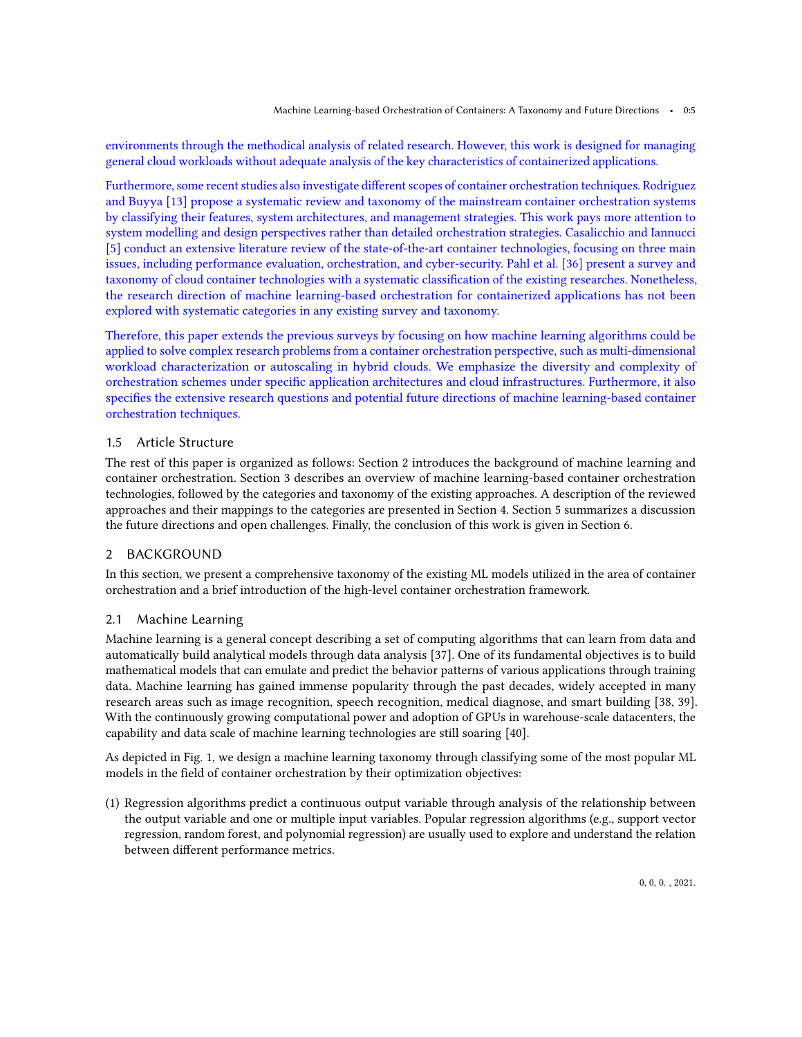environments through the methodical analysis of related research. However, this work is designed for managing general cloud workloads without adequate analysis of the key characteristics of containerized applications.

Furthermore, some recent studies also investigate different scopes of container orchestration techniques. Rodriguez and Buyya [13] propose a systematic review and taxonomy of the mainstream container orchestration systems by classifying their features, system architectures, and management strategies. This work pays more attention to system modelling and design perspectives rather than detailed orchestration strategies. Casalicchio and Iannucci [5] conduct an extensive literature review of the state-of-the-art container technologies, focusing on three main issues, including performance evaluation, orchestration, and cyber-security. Pahl et al. [36] present a survey and taxonomy of cloud container technologies with a systematic classification of the existing researches. Nonetheless, the research direction of machine learning-based orchestration for containerized applications has not been explored with systematic categories in any existing survey and taxonomy.

Therefore, this paper extends the previous surveys by focusing on how machine learning algorithms could be applied to solve complex research problems from a container orchestration perspective, such as multi-dimensional workload characterization or autoscaling in hybrid clouds. We emphasize the diversity and complexity of orchestration schemes under specific application architectures and cloud infrastructures. Furthermore, it also specifies the extensive research questions and potential future directions of machine learning-based container orchestration techniques.

### 1.5 Article Structure

The rest of this paper is organized as follows: Section 2 introduces the background of machine learning and container orchestration. Section 3 describes an overview of machine learning-based container orchestration technologies, followed by the categories and taxonomy of the existing approaches. A description of the reviewed approaches and their mappings to the categories are presented in Section 4. Section 5 summarizes a discussion the future directions and open challenges. Finally, the conclusion of this work is given in Section 6.

## 2 BACKGROUND

In this section, we present a comprehensive taxonomy of the existing ML models utilized in the area of container orchestration and a brief introduction of the high-level container orchestration framework.

### 2.1 Machine Learning

Machine learning is a general concept describing a set of computing algorithms that can learn from data and automatically build analytical models through data analysis [37]. One of its fundamental objectives is to build mathematical models that can emulate and predict the behavior patterns of various applications through training data. Machine learning has gained immense popularity through the past decades, widely accepted in many research areas such as image recognition, speech recognition, medical diagnose, and smart building [38, 39]. With the continuously growing computational power and adoption of GPUs in warehouse-scale datacenters, the capability and data scale of machine learning technologies are still soaring [40].

As depicted in Fig. 1, we design a machine learning taxonomy through classifying some of the most popular ML models in the field of container orchestration by their optimization objectives:

(1) Regression algorithms predict a continuous output variable through analysis of the relationship between the output variable and one or multiple input variables. Popular regression algorithms (e.g., support vector regression, random forest, and polynomial regression) are usually used to explore and understand the relation between different performance metrics.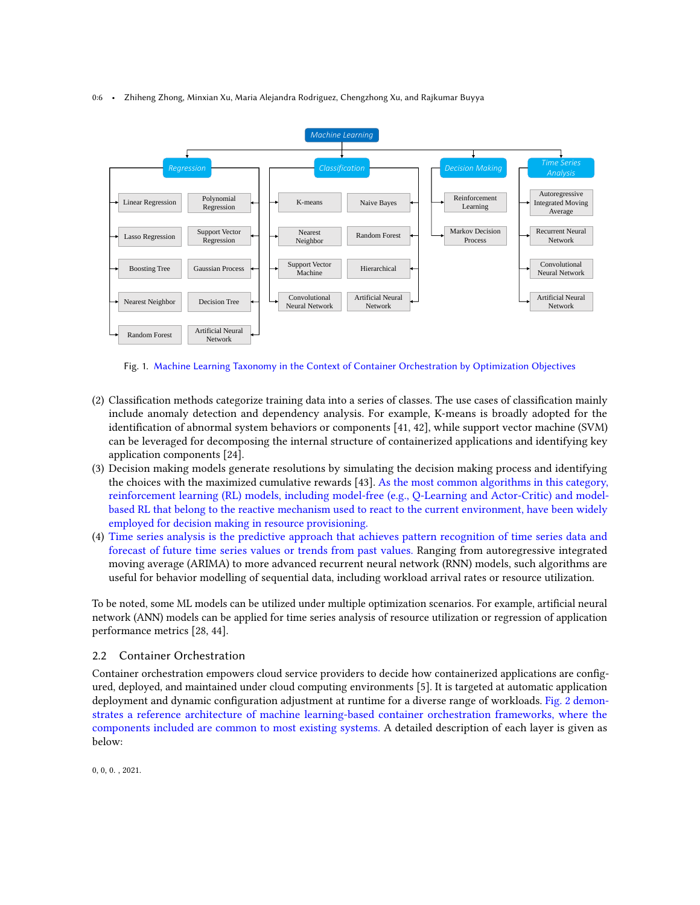Fig. 1. Machine Learning Taxonomy in the Context of Container Orchestration by Optimization Objectives

(2) Classification methods categorize training data into a series of classes. The use cases of classification mainly include anomaly detection and dependency analysis. For example, K-means is broadly adopted for the identification of abnormal system behaviors or components [41, 42], while support vector machine (SVM) can be leveraged for decomposing the internal structure of containerized applications and identifying key application components [24].

(3) Decision making models generate resolutions by simulating the decision making process and identifying the choices with the maximized cumulative rewards [43]. As the most common algorithms in this category, reinforcement learning (RL) models, including model-free (e.g., Q-Learning and Actor-Critic) and model-based RL that belong to the reactive mechanism used to react to the current environment, have been widely employed for decision making in resource provisioning.

(4) Time series analysis is the predictive approach that achieves pattern recognition of time series data and forecast of future time series values or trends from past values. Ranging from autoregressive integrated moving average (ARIMA) to more advanced recurrent neural network (RNN) models, such algorithms are useful for behavior modelling of sequential data, including workload arrival rates or resource utilization.

To be noted, some ML models can be utilized under multiple optimization scenarios. For example, artificial neural network (ANN) models can be applied for time series analysis of resource utilization or regression of application performance metrics [28, 44].

## 2.2 Container Orchestration

Container orchestration empowers cloud service providers to decide how containerized applications are configured, deployed, and maintained under cloud computing environments [5]. It is targeted at automatic application deployment and dynamic configuration adjustment at runtime for a diverse range of workloads. Fig. 2 demonstrates a reference architecture of machine learning-based container orchestration frameworks, where the components included are common to most existing systems. A detailed description of each layer is given as below: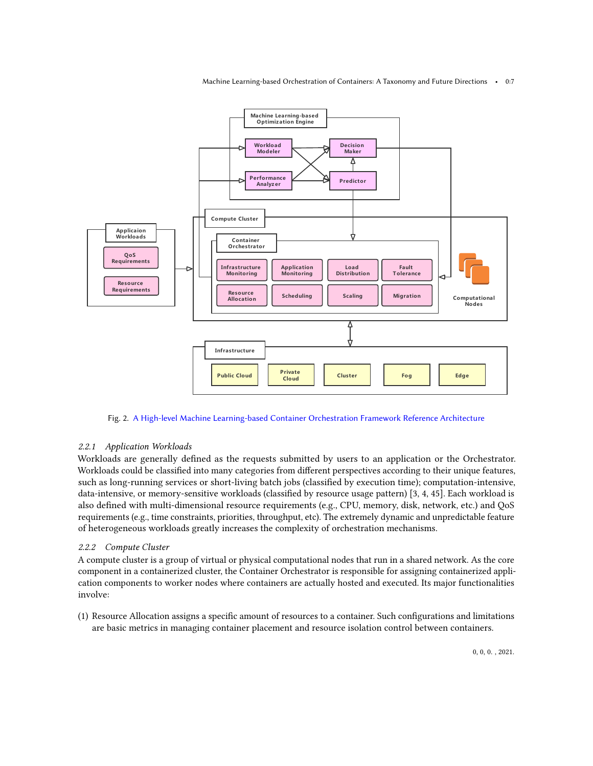Fig. 2. A High-level Machine Learning-based Container Orchestration Framework Reference Architecture

#### 2.2.1 *Application Workloads*

Workloads are generally defined as the requests submitted by users to an application or the Orchestrator. Workloads could be classified into many categories from different perspectives according to their unique features, such as long-running services or short-living batch jobs (classified by execution time); computation-intensive, data-intensive, or memory-sensitive workloads (classified by resource usage pattern) [3, 4, 45]. Each workload is also defined with multi-dimensional resource requirements (e.g., CPU, memory, disk, network, etc.) and QoS requirements (e.g., time constraints, priorities, throughput, etc). The extremely dynamic and unpredictable feature of heterogeneous workloads greatly increases the complexity of orchestration mechanisms.

#### 2.2.2 *Compute Cluster*

A compute cluster is a group of virtual or physical computational nodes that run in a shared network. As the core component in a containerized cluster, the Container Orchestrator is responsible for assigning containerized application components to worker nodes where containers are actually hosted and executed. Its major functionalities involve:

(1) Resource Allocation assigns a specific amount of resources to a container. Such configurations and limitations are basic metrics in managing container placement and resource isolation control between containers.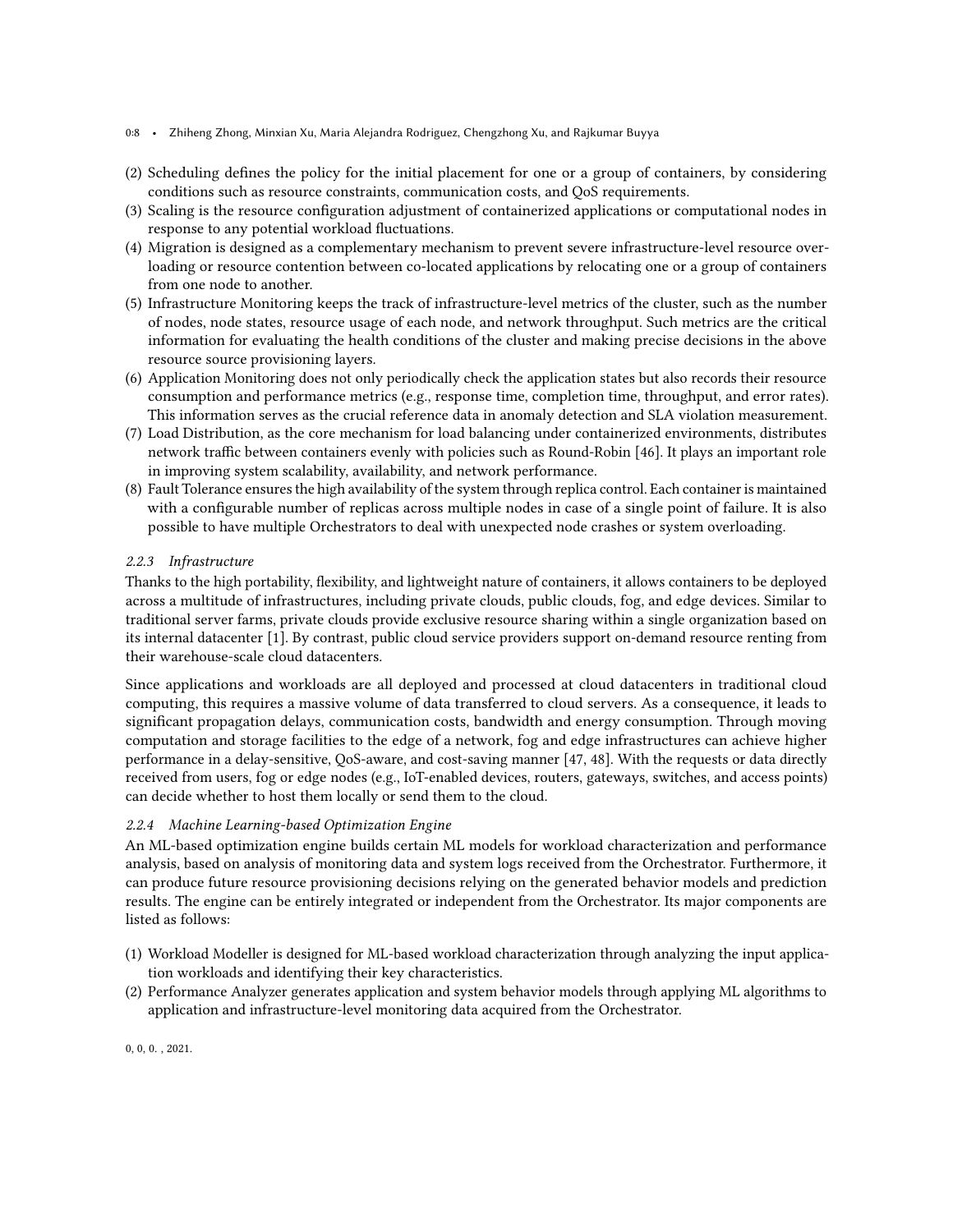(2) Scheduling defines the policy for the initial placement for one or a group of containers, by considering conditions such as resource constraints, communication costs, and QoS requirements.
(3) Scaling is the resource configuration adjustment of containerized applications or computational nodes in response to any potential workload fluctuations.
(4) Migration is designed as a complementary mechanism to prevent severe infrastructure-level resource overloading or resource contention between co-located applications by relocating one or a group of containers from one node to another.
(5) Infrastructure Monitoring keeps the track of infrastructure-level metrics of the cluster, such as the number of nodes, node states, resource usage of each node, and network throughput. Such metrics are the critical information for evaluating the health conditions of the cluster and making precise decisions in the above resource source provisioning layers.
(6) Application Monitoring does not only periodically check the application states but also records their resource consumption and performance metrics (e.g., response time, completion time, throughput, and error rates). This information serves as the crucial reference data in anomaly detection and SLA violation measurement.
(7) Load Distribution, as the core mechanism for load balancing under containerized environments, distributes network traffic between containers evenly with policies such as Round-Robin [46]. It plays an important role in improving system scalability, availability, and network performance.
(8) Fault Tolerance ensures the high availability of the system through replica control. Each container is maintained with a configurable number of replicas across multiple nodes in case of a single point of failure. It is also possible to have multiple Orchestrators to deal with unexpected node crashes or system overloading.

#### 2.2.3 Infrastructure

Thanks to the high portability, flexibility, and lightweight nature of containers, it allows containers to be deployed across a multitude of infrastructures, including private clouds, public clouds, fog, and edge devices. Similar to traditional server farms, private clouds provide exclusive resource sharing within a single organization based on its internal datacenter [1]. By contrast, public cloud service providers support on-demand resource renting from their warehouse-scale cloud datacenters.

Since applications and workloads are all deployed and processed at cloud datacenters in traditional cloud computing, this requires a massive volume of data transferred to cloud servers. As a consequence, it leads to significant propagation delays, communication costs, bandwidth and energy consumption. Through moving computation and storage facilities to the edge of a network, fog and edge infrastructures can achieve higher performance in a delay-sensitive, QoS-aware, and cost-saving manner [47, 48]. With the requests or data directly received from users, fog or edge nodes (e.g., IoT-enabled devices, routers, gateways, switches, and access points) can decide whether to host them locally or send them to the cloud.

#### 2.2.4 Machine Learning-based Optimization Engine

An ML-based optimization engine builds certain ML models for workload characterization and performance analysis, based on analysis of monitoring data and system logs received from the Orchestrator. Furthermore, it can produce future resource provisioning decisions relying on the generated behavior models and prediction results. The engine can be entirely integrated or independent from the Orchestrator. Its major components are listed as follows:

(1) Workload Modeller is designed for ML-based workload characterization through analyzing the input application workloads and identifying their key characteristics.
(2) Performance Analyzer generates application and system behavior models through applying ML algorithms to application and infrastructure-level monitoring data acquired from the Orchestrator.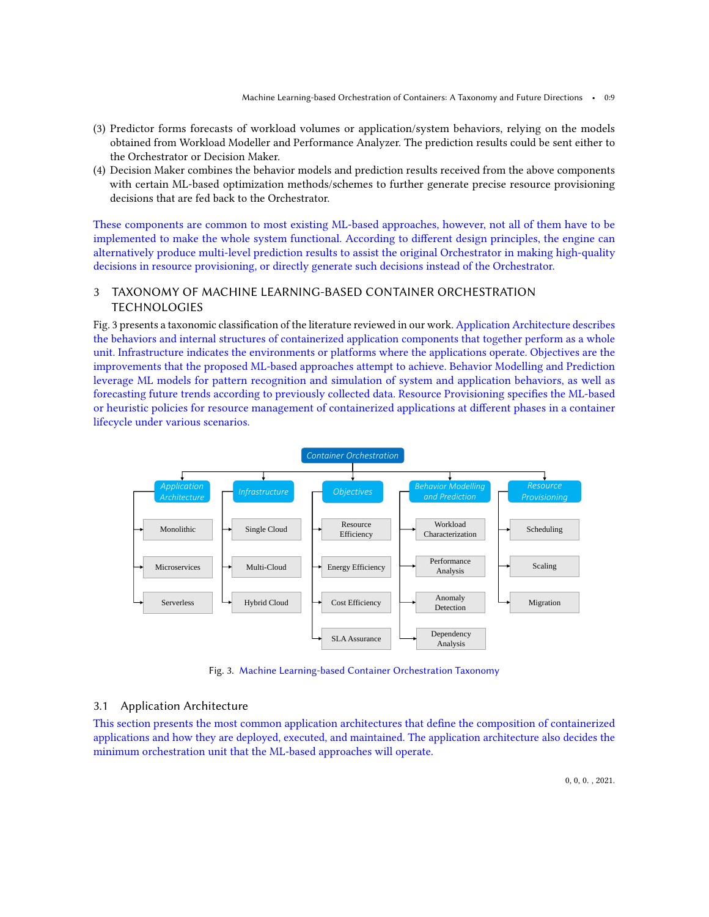(3) Predictor forms forecasts of workload volumes or application/system behaviors, relying on the models obtained from Workload Modeller and Performance Analyzer. The prediction results could be sent either to the Orchestrator or Decision Maker.
(4) Decision Maker combines the behavior models and prediction results received from the above components with certain ML-based optimization methods/schemes to further generate precise resource provisioning decisions that are fed back to the Orchestrator.

These components are common to most existing ML-based approaches, however, not all of them have to be implemented to make the whole system functional. According to different design principles, the engine can alternatively produce multi-level prediction results to assist the original Orchestrator in making high-quality decisions in resource provisioning, or directly generate such decisions instead of the Orchestrator.

# 3 TAXONOMY OF MACHINE LEARNING-BASED CONTAINER ORCHESTRATION TECHNOLOGIES

Fig. 3 presents a taxonomic classification of the literature reviewed in our work. Application Architecture describes the behaviors and internal structures of containerized application components that together perform as a whole unit. Infrastructure indicates the environments or platforms where the applications operate. Objectives are the improvements that the proposed ML-based approaches attempt to achieve. Behavior Modelling and Prediction leverage ML models for pattern recognition and simulation of system and application behaviors, as well as forecasting future trends according to previously collected data. Resource Provisioning specifies the ML-based or heuristic policies for resource management of containerized applications at different phases in a container lifecycle under various scenarios.

- *Container Orchestration*
  - *Application Architecture*
    - Monolithic
    - Microservices
    - Serverless
  - *Infrastructure*
    - Single Cloud
    - Multi-Cloud
    - Hybrid Cloud
  - *Objectives*
    - Resource Efficiency
    - Energy Efficiency
    - Cost Efficiency
    - SLA Assurance
  - *Behavior Modelling and Prediction*
    - Workload Characterization
    - Performance Analysis
    - Anomaly Detection
    - Dependency Analysis
  - *Resource Provisioning*
    - Scheduling
    - Scaling
    - Migration

Fig. 3. Machine Learning-based Container Orchestration Taxonomy

## 3.1 Application Architecture

This section presents the most common application architectures that define the composition of containerized applications and how they are deployed, executed, and maintained. The application architecture also decides the minimum orchestration unit that the ML-based approaches will operate.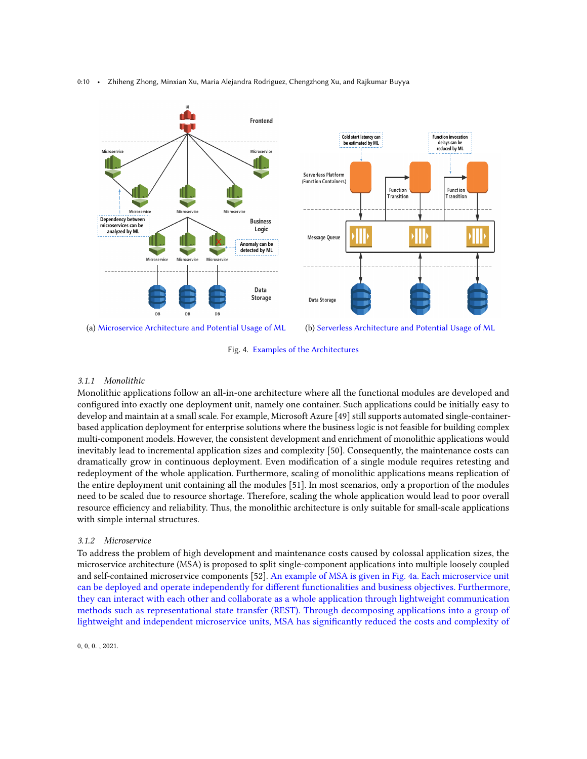(a) Microservice Architecture and Potential Usage of ML

(b) Serverless Architecture and Potential Usage of ML

Fig. 4. Examples of the Architectures

### 3.1.1 Monolithic

Monolithic applications follow an all-in-one architecture where all the functional modules are developed and configured into exactly one deployment unit, namely one container. Such applications could be initially easy to develop and maintain at a small scale. For example, Microsoft Azure [49] still supports automated single-container-based application deployment for enterprise solutions where the business logic is not feasible for building complex multi-component models. However, the consistent development and enrichment of monolithic applications would inevitably lead to incremental application sizes and complexity [50]. Consequently, the maintenance costs can dramatically grow in continuous deployment. Even modification of a single module requires retesting and redeployment of the whole application. Furthermore, scaling of monolithic applications means replication of the entire deployment unit containing all the modules [51]. In most scenarios, only a proportion of the modules need to be scaled due to resource shortage. Therefore, scaling the whole application would lead to poor overall resource efficiency and reliability. Thus, the monolithic architecture is only suitable for small-scale applications with simple internal structures.

### 3.1.2 Microservice

To address the problem of high development and maintenance costs caused by colossal application sizes, the microservice architecture (MSA) is proposed to split single-component applications into multiple loosely coupled and self-contained microservice components [52]. An example of MSA is given in Fig. 4a. Each microservice unit can be deployed and operate independently for different functionalities and business objectives. Furthermore, they can interact with each other and collaborate as a whole application through lightweight communication methods such as representational state transfer (REST). Through decomposing applications into a group of lightweight and independent microservice units, MSA has significantly reduced the costs and complexity of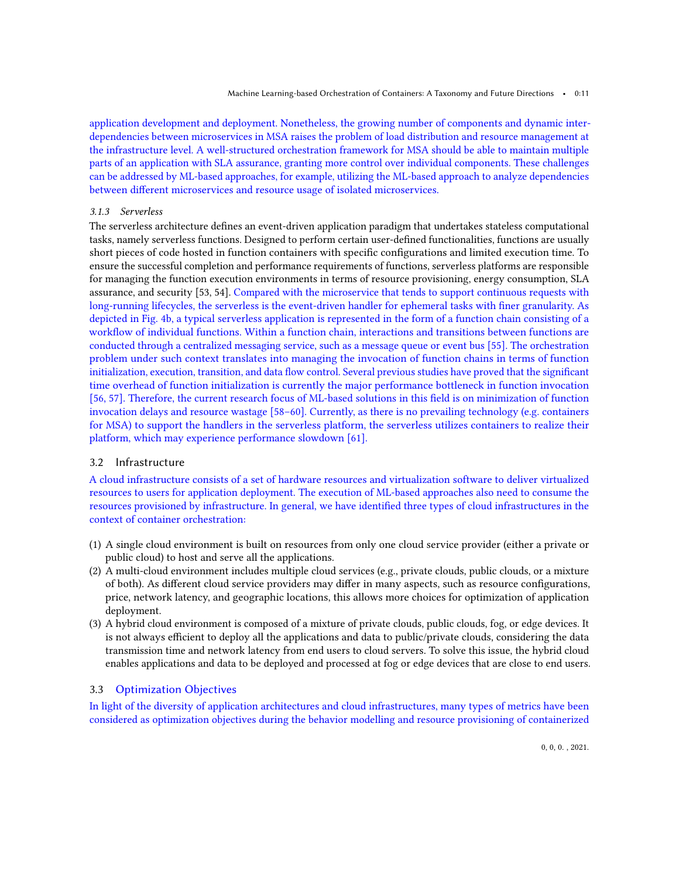application development and deployment. Nonetheless, the growing number of components and dynamic inter-dependencies between microservices in MSA raises the problem of load distribution and resource management at the infrastructure level. A well-structured orchestration framework for MSA should be able to maintain multiple parts of an application with SLA assurance, granting more control over individual components. These challenges can be addressed by ML-based approaches, for example, utilizing the ML-based approach to analyze dependencies between different microservices and resource usage of isolated microservices.

#### 3.1.3 Serverless

The serverless architecture defines an event-driven application paradigm that undertakes stateless computational tasks, namely serverless functions. Designed to perform certain user-defined functionalities, functions are usually short pieces of code hosted in function containers with specific configurations and limited execution time. To ensure the successful completion and performance requirements of functions, serverless platforms are responsible for managing the function execution environments in terms of resource provisioning, energy consumption, SLA assurance, and security [53, 54]. Compared with the microservice that tends to support continuous requests with long-running lifecycles, the serverless is the event-driven handler for ephemeral tasks with finer granularity. As depicted in Fig. 4b, a typical serverless application is represented in the form of a function chain consisting of a workflow of individual functions. Within a function chain, interactions and transitions between functions are conducted through a centralized messaging service, such as a message queue or event bus [55]. The orchestration problem under such context translates into managing the invocation of function chains in terms of function initialization, execution, transition, and data flow control. Several previous studies have proved that the significant time overhead of function initialization is currently the major performance bottleneck in function invocation [56, 57]. Therefore, the current research focus of ML-based solutions in this field is on minimization of function invocation delays and resource wastage [58–60]. Currently, as there is no prevailing technology (e.g. containers for MSA) to support the handlers in the serverless platform, the serverless utilizes containers to realize their platform, which may experience performance slowdown [61].

### 3.2 Infrastructure

A cloud infrastructure consists of a set of hardware resources and virtualization software to deliver virtualized resources to users for application deployment. The execution of ML-based approaches also need to consume the resources provisioned by infrastructure. In general, we have identified three types of cloud infrastructures in the context of container orchestration:

(1) A single cloud environment is built on resources from only one cloud service provider (either a private or public cloud) to host and serve all the applications.
(2) A multi-cloud environment includes multiple cloud services (e.g., private clouds, public clouds, or a mixture of both). As different cloud service providers may differ in many aspects, such as resource configurations, price, network latency, and geographic locations, this allows more choices for optimization of application deployment.
(3) A hybrid cloud environment is composed of a mixture of private clouds, public clouds, fog, or edge devices. It is not always efficient to deploy all the applications and data to public/private clouds, considering the data transmission time and network latency from end users to cloud servers. To solve this issue, the hybrid cloud enables applications and data to be deployed and processed at fog or edge devices that are close to end users.

### 3.3 Optimization Objectives

In light of the diversity of application architectures and cloud infrastructures, many types of metrics have been considered as optimization objectives during the behavior modelling and resource provisioning of containerized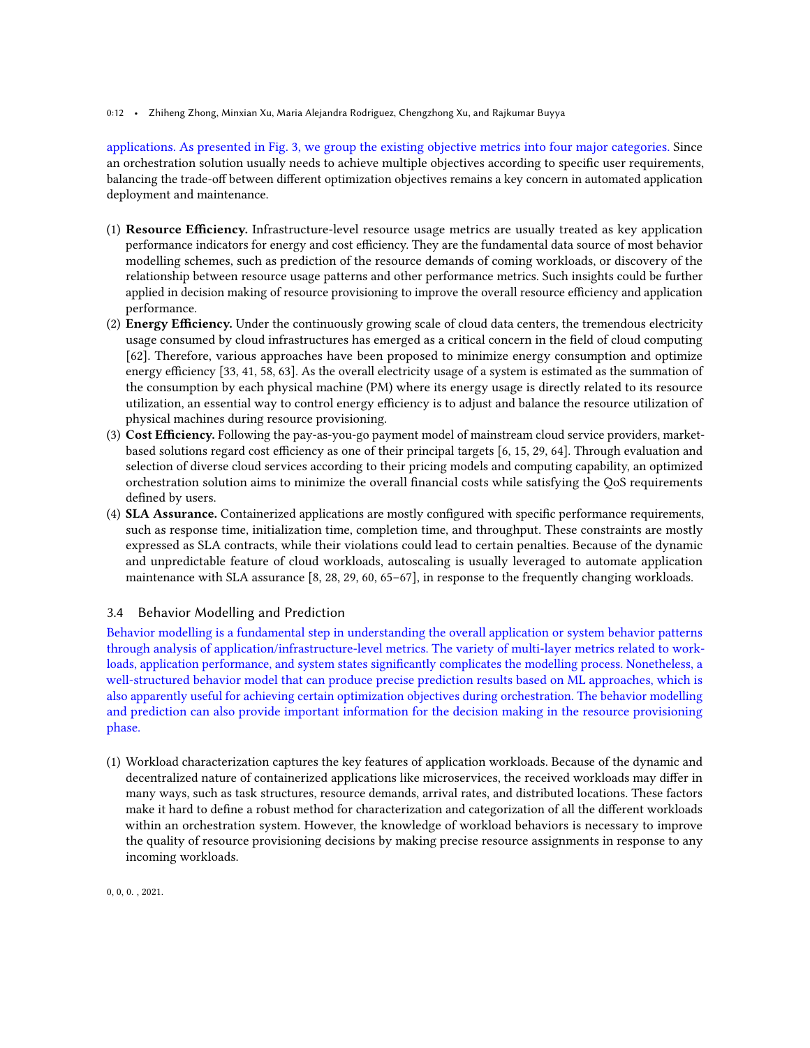applications. As presented in Fig. 3, we group the existing objective metrics into four major categories. Since an orchestration solution usually needs to achieve multiple objectives according to specific user requirements, balancing the trade-off between different optimization objectives remains a key concern in automated application deployment and maintenance.

(1) **Resource Efficiency.** Infrastructure-level resource usage metrics are usually treated as key application performance indicators for energy and cost efficiency. They are the fundamental data source of most behavior modelling schemes, such as prediction of the resource demands of coming workloads, or discovery of the relationship between resource usage patterns and other performance metrics. Such insights could be further applied in decision making of resource provisioning to improve the overall resource efficiency and application performance.
(2) **Energy Efficiency.** Under the continuously growing scale of cloud data centers, the tremendous electricity usage consumed by cloud infrastructures has emerged as a critical concern in the field of cloud computing [62]. Therefore, various approaches have been proposed to minimize energy consumption and optimize energy efficiency [33, 41, 58, 63]. As the overall electricity usage of a system is estimated as the summation of the consumption by each physical machine (PM) where its energy usage is directly related to its resource utilization, an essential way to control energy efficiency is to adjust and balance the resource utilization of physical machines during resource provisioning.
(3) **Cost Efficiency.** Following the pay-as-you-go payment model of mainstream cloud service providers, market-based solutions regard cost efficiency as one of their principal targets [6, 15, 29, 64]. Through evaluation and selection of diverse cloud services according to their pricing models and computing capability, an optimized orchestration solution aims to minimize the overall financial costs while satisfying the QoS requirements defined by users.
(4) **SLA Assurance.** Containerized applications are mostly configured with specific performance requirements, such as response time, initialization time, completion time, and throughput. These constraints are mostly expressed as SLA contracts, while their violations could lead to certain penalties. Because of the dynamic and unpredictable feature of cloud workloads, autoscaling is usually leveraged to automate application maintenance with SLA assurance [8, 28, 29, 60, 65–67], in response to the frequently changing workloads.

### 3.4 Behavior Modelling and Prediction

Behavior modelling is a fundamental step in understanding the overall application or system behavior patterns through analysis of application/infrastructure-level metrics. The variety of multi-layer metrics related to workloads, application performance, and system states significantly complicates the modelling process. Nonetheless, a well-structured behavior model that can produce precise prediction results based on ML approaches, which is also apparently useful for achieving certain optimization objectives during orchestration. The behavior modelling and prediction can also provide important information for the decision making in the resource provisioning phase.

(1) Workload characterization captures the key features of application workloads. Because of the dynamic and decentralized nature of containerized applications like microservices, the received workloads may differ in many ways, such as task structures, resource demands, arrival rates, and distributed locations. These factors make it hard to define a robust method for characterization and categorization of all the different workloads within an orchestration system. However, the knowledge of workload behaviors is necessary to improve the quality of resource provisioning decisions by making precise resource assignments in response to any incoming workloads.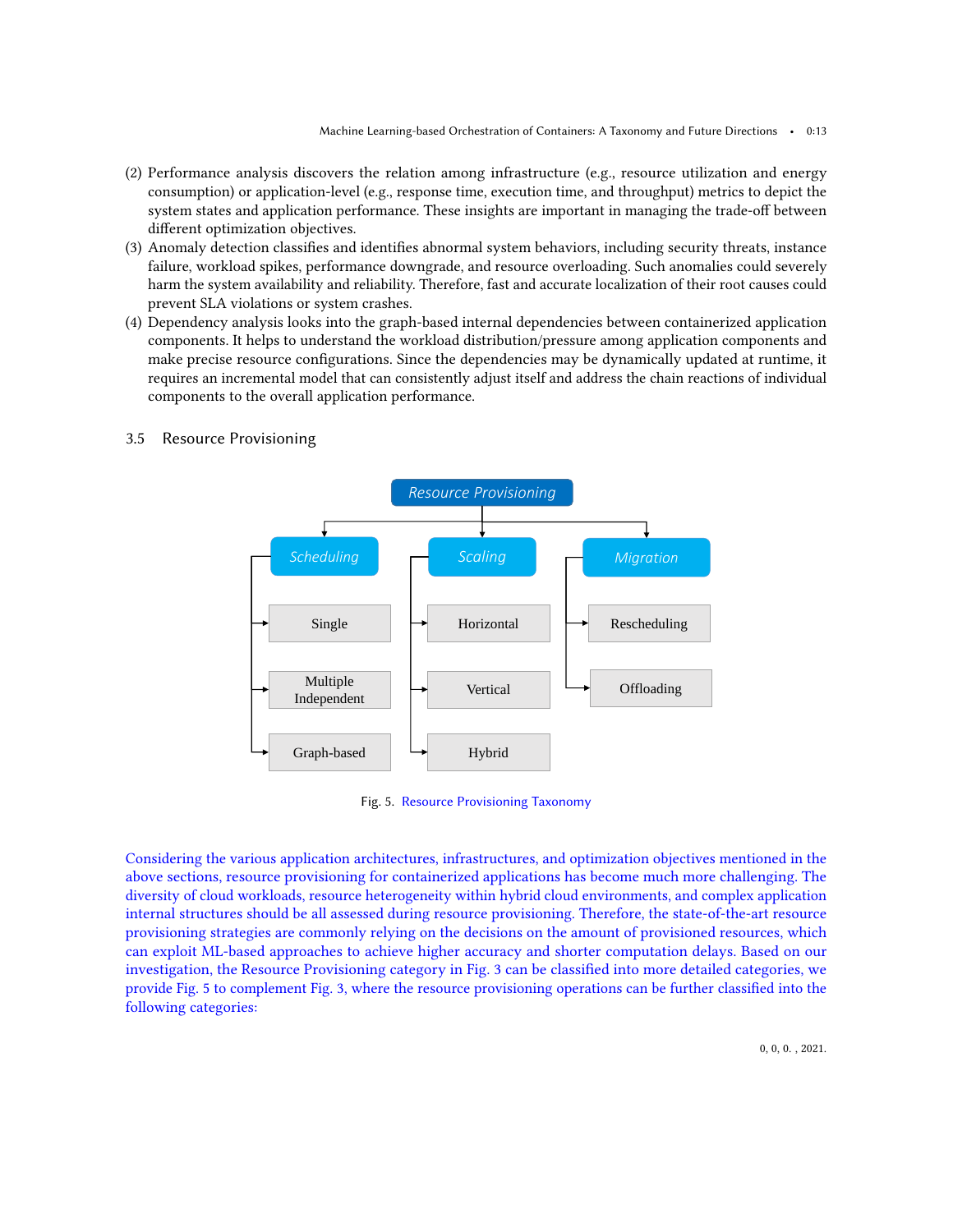(2) Performance analysis discovers the relation among infrastructure (e.g., resource utilization and energy consumption) or application-level (e.g., response time, execution time, and throughput) metrics to depict the system states and application performance. These insights are important in managing the trade-off between different optimization objectives.
(3) Anomaly detection classifies and identifies abnormal system behaviors, including security threats, instance failure, workload spikes, performance downgrade, and resource overloading. Such anomalies could severely harm the system availability and reliability. Therefore, fast and accurate localization of their root causes could prevent SLA violations or system crashes.
(4) Dependency analysis looks into the graph-based internal dependencies between containerized application components. It helps to understand the workload distribution/pressure among application components and make precise resource configurations. Since the dependencies may be dynamically updated at runtime, it requires an incremental model that can consistently adjust itself and address the chain reactions of individual components to the overall application performance.

### 3.5 Resource Provisioning

- Resource Provisioning
  - Scheduling
    - Single
    - Multiple Independent
    - Graph-based
  - Scaling
    - Horizontal
    - Vertical
    - Hybrid
  - Migration
    - Rescheduling
    - Offloading

Fig. 5. Resource Provisioning Taxonomy

Considering the various application architectures, infrastructures, and optimization objectives mentioned in the above sections, resource provisioning for containerized applications has become much more challenging. The diversity of cloud workloads, resource heterogeneity within hybrid cloud environments, and complex application internal structures should be all assessed during resource provisioning. Therefore, the state-of-the-art resource provisioning strategies are commonly relying on the decisions on the amount of provisioned resources, which can exploit ML-based approaches to achieve higher accuracy and shorter computation delays. Based on our investigation, the Resource Provisioning category in Fig. 3 can be classified into more detailed categories, we provide Fig. 5 to complement Fig. 3, where the resource provisioning operations can be further classified into the following categories: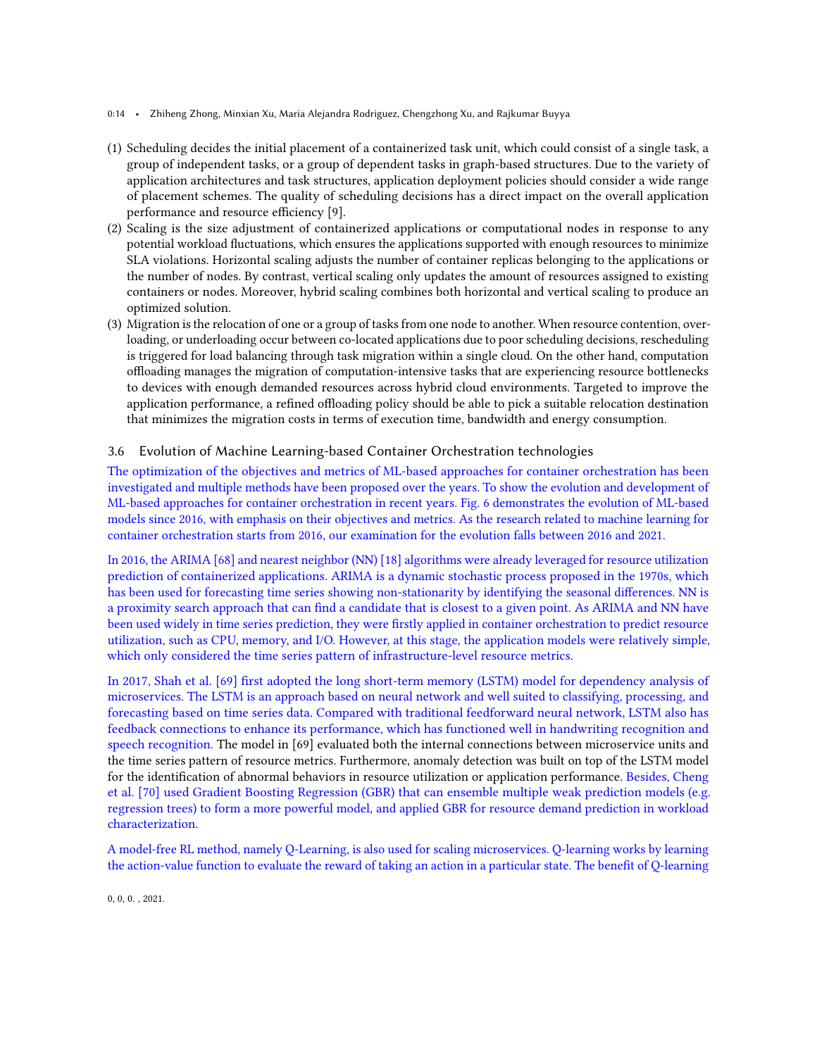(1) Scheduling decides the initial placement of a containerized task unit, which could consist of a single task, a group of independent tasks, or a group of dependent tasks in graph-based structures. Due to the variety of application architectures and task structures, application deployment policies should consider a wide range of placement schemes. The quality of scheduling decisions has a direct impact on the overall application performance and resource efficiency [9].
(2) Scaling is the size adjustment of containerized applications or computational nodes in response to any potential workload fluctuations, which ensures the applications supported with enough resources to minimize SLA violations. Horizontal scaling adjusts the number of container replicas belonging to the applications or the number of nodes. By contrast, vertical scaling only updates the amount of resources assigned to existing containers or nodes. Moreover, hybrid scaling combines both horizontal and vertical scaling to produce an optimized solution.
(3) Migration is the relocation of one or a group of tasks from one node to another. When resource contention, overloading, or underloading occur between co-located applications due to poor scheduling decisions, rescheduling is triggered for load balancing through task migration within a single cloud. On the other hand, computation offloading manages the migration of computation-intensive tasks that are experiencing resource bottlenecks to devices with enough demanded resources across hybrid cloud environments. Targeted to improve the application performance, a refined offloading policy should be able to pick a suitable relocation destination that minimizes the migration costs in terms of execution time, bandwidth and energy consumption.

### 3.6 Evolution of Machine Learning-based Container Orchestration technologies

The optimization of the objectives and metrics of ML-based approaches for container orchestration has been investigated and multiple methods have been proposed over the years. To show the evolution and development of ML-based approaches for container orchestration in recent years. Fig. 6 demonstrates the evolution of ML-based models since 2016, with emphasis on their objectives and metrics. As the research related to machine learning for container orchestration starts from 2016, our examination for the evolution falls between 2016 and 2021.

In 2016, the ARIMA [68] and nearest neighbor (NN) [18] algorithms were already leveraged for resource utilization prediction of containerized applications. ARIMA is a dynamic stochastic process proposed in the 1970s, which has been used for forecasting time series showing non-stationarity by identifying the seasonal differences. NN is a proximity search approach that can find a candidate that is closest to a given point. As ARIMA and NN have been used widely in time series prediction, they were firstly applied in container orchestration to predict resource utilization, such as CPU, memory, and I/O. However, at this stage, the application models were relatively simple, which only considered the time series pattern of infrastructure-level resource metrics.

In 2017, Shah et al. [69] first adopted the long short-term memory (LSTM) model for dependency analysis of microservices. The LSTM is an approach based on neural network and well suited to classifying, processing, and forecasting based on time series data. Compared with traditional feedforward neural network, LSTM also has feedback connections to enhance its performance, which has functioned well in handwriting recognition and speech recognition. The model in [69] evaluated both the internal connections between microservice units and the time series pattern of resource metrics. Furthermore, anomaly detection was built on top of the LSTM model for the identification of abnormal behaviors in resource utilization or application performance. Besides, Cheng et al. [70] used Gradient Boosting Regression (GBR) that can ensemble multiple weak prediction models (e.g. regression trees) to form a more powerful model, and applied GBR for resource demand prediction in workload characterization.

A model-free RL method, namely Q-Learning, is also used for scaling microservices. Q-learning works by learning the action-value function to evaluate the reward of taking an action in a particular state. The benefit of Q-learning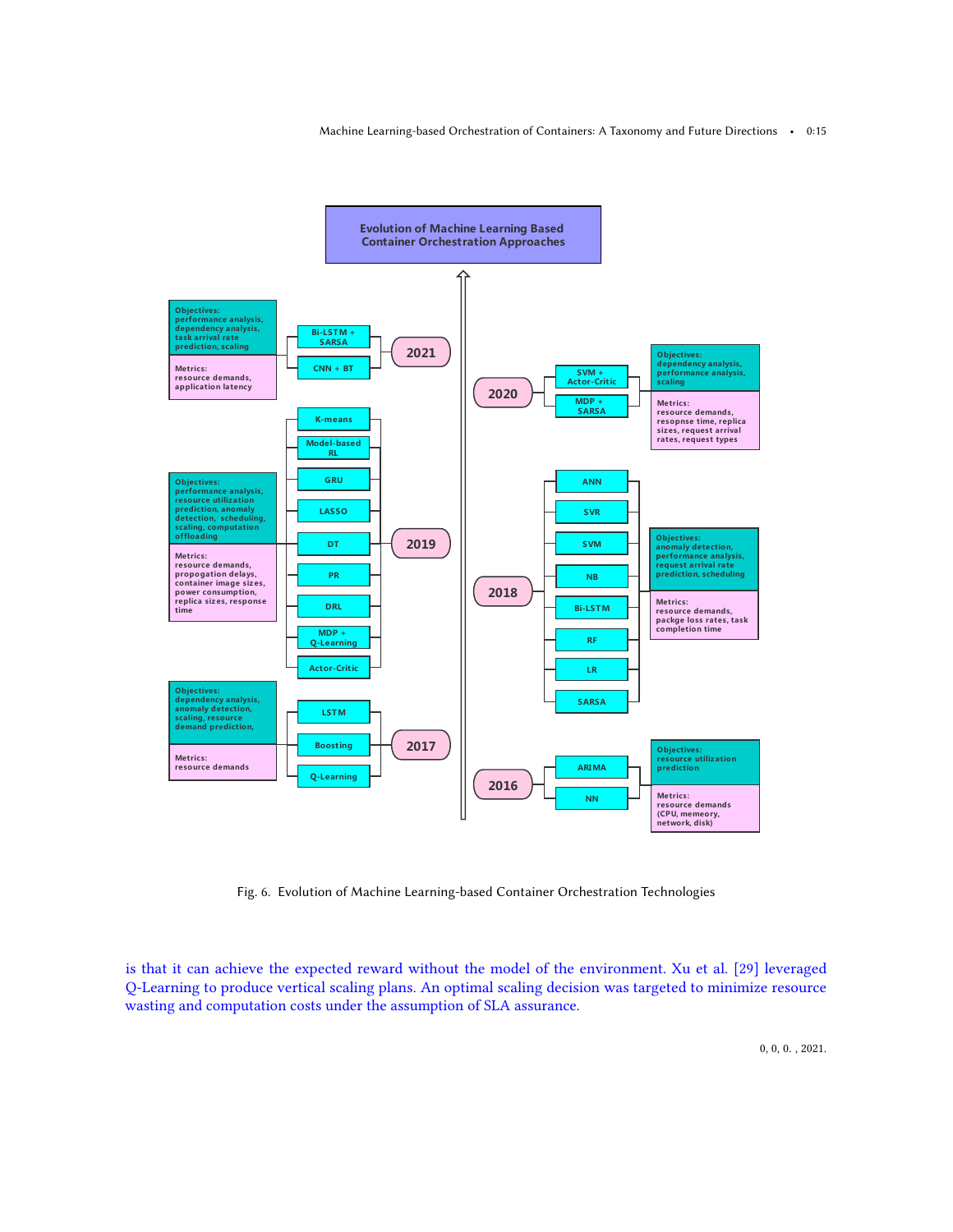**Evolution of Machine Learning Based Container Orchestration Approaches**

**2021**
- Bi-LSTM + SARSA
- CNN + BT

Objectives: performance analysis, dependency analysis, task arrival rate prediction, scaling

Metrics: resource demands, application latency

**2020**
- SVM + Actor-Critic
- MDP + SARSA

Objectives: dependency analysis, performance analysis, scaling

Metrics: resource demands, resopnse time, replica sizes, request arrival rates, request types

**2019**
- K-means
- Model-based RL
- GRU
- LASSO
- DT
- PR
- DRL
- MDP + Q-Learning
- Actor-Critic

Objectives: performance analysis, resource utilization prediction, anomaly detection, scheduling, scaling, computation offloading

Metrics: resource demands, propogation delays, container image sizes, power consumption, replica sizes, response time

**2018**
- ANN
- SVR
- SVM
- NB
- Bi-LSTM
- RF
- LR
- SARSA

Objectives: anomaly detection, performance analysis, request arrival rate prediction, scheduling

Metrics: resource demands, packge loss rates, task completion time

**2017**
- LSTM
- Boosting
- Q-Learning

Objectives: dependency analysis, anomaly detection, scaling, resource demand prediction,

Metrics: resource demands

**2016**
- ARIMA
- NN

Objectives: resource utilization prediction

Metrics: resource demands (CPU, memeory, network, disk)

Fig. 6. Evolution of Machine Learning-based Container Orchestration Technologies

is that it can achieve the expected reward without the model of the environment. Xu et al. [29] leveraged Q-Learning to produce vertical scaling plans. An optimal scaling decision was targeted to minimize resource wasting and computation costs under the assumption of SLA assurance.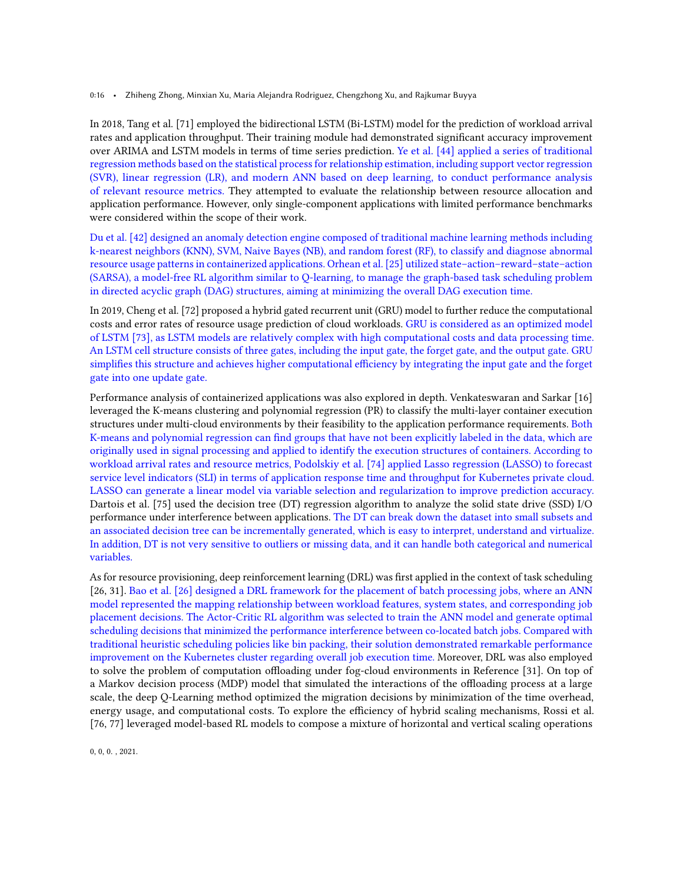In 2018, Tang et al. [71] employed the bidirectional LSTM (Bi-LSTM) model for the prediction of workload arrival rates and application throughput. Their training module had demonstrated significant accuracy improvement over ARIMA and LSTM models in terms of time series prediction. Ye et al. [44] applied a series of traditional regression methods based on the statistical process for relationship estimation, including support vector regression (SVR), linear regression (LR), and modern ANN based on deep learning, to conduct performance analysis of relevant resource metrics. They attempted to evaluate the relationship between resource allocation and application performance. However, only single-component applications with limited performance benchmarks were considered within the scope of their work.

Du et al. [42] designed an anomaly detection engine composed of traditional machine learning methods including k-nearest neighbors (KNN), SVM, Naive Bayes (NB), and random forest (RF), to classify and diagnose abnormal resource usage patterns in containerized applications. Orhean et al. [25] utilized state–action–reward–state–action (SARSA), a model-free RL algorithm similar to Q-learning, to manage the graph-based task scheduling problem in directed acyclic graph (DAG) structures, aiming at minimizing the overall DAG execution time.

In 2019, Cheng et al. [72] proposed a hybrid gated recurrent unit (GRU) model to further reduce the computational costs and error rates of resource usage prediction of cloud workloads. GRU is considered as an optimized model of LSTM [73], as LSTM models are relatively complex with high computational costs and data processing time. An LSTM cell structure consists of three gates, including the input gate, the forget gate, and the output gate. GRU simplifies this structure and achieves higher computational efficiency by integrating the input gate and the forget gate into one update gate.

Performance analysis of containerized applications was also explored in depth. Venkateswaran and Sarkar [16] leveraged the K-means clustering and polynomial regression (PR) to classify the multi-layer container execution structures under multi-cloud environments by their feasibility to the application performance requirements. Both K-means and polynomial regression can find groups that have not been explicitly labeled in the data, which are originally used in signal processing and applied to identify the execution structures of containers. According to workload arrival rates and resource metrics, Podolskiy et al. [74] applied Lasso regression (LASSO) to forecast service level indicators (SLI) in terms of application response time and throughput for Kubernetes private cloud. LASSO can generate a linear model via variable selection and regularization to improve prediction accuracy. Dartois et al. [75] used the decision tree (DT) regression algorithm to analyze the solid state drive (SSD) I/O performance under interference between applications. The DT can break down the dataset into small subsets and an associated decision tree can be incrementally generated, which is easy to interpret, understand and virtualize. In addition, DT is not very sensitive to outliers or missing data, and it can handle both categorical and numerical variables.

As for resource provisioning, deep reinforcement learning (DRL) was first applied in the context of task scheduling [26, 31]. Bao et al. [26] designed a DRL framework for the placement of batch processing jobs, where an ANN model represented the mapping relationship between workload features, system states, and corresponding job placement decisions. The Actor-Critic RL algorithm was selected to train the ANN model and generate optimal scheduling decisions that minimized the performance interference between co-located batch jobs. Compared with traditional heuristic scheduling policies like bin packing, their solution demonstrated remarkable performance improvement on the Kubernetes cluster regarding overall job execution time. Moreover, DRL was also employed to solve the problem of computation offloading under fog-cloud environments in Reference [31]. On top of a Markov decision process (MDP) model that simulated the interactions of the offloading process at a large scale, the deep Q-Learning method optimized the migration decisions by minimization of the time overhead, energy usage, and computational costs. To explore the efficiency of hybrid scaling mechanisms, Rossi et al. [76, 77] leveraged model-based RL models to compose a mixture of horizontal and vertical scaling operations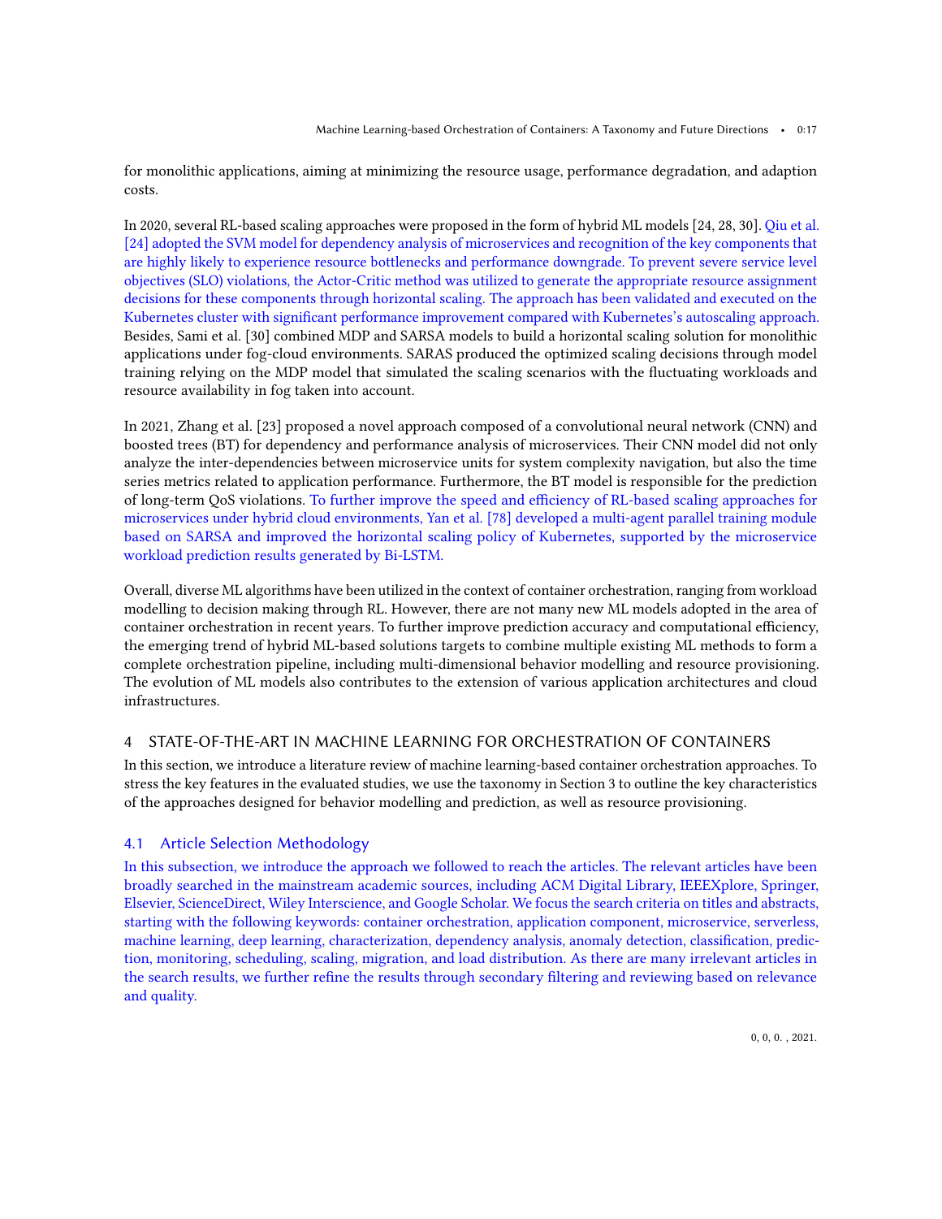for monolithic applications, aiming at minimizing the resource usage, performance degradation, and adaption costs.

In 2020, several RL-based scaling approaches were proposed in the form of hybrid ML models [24, 28, 30]. Qiu et al. [24] adopted the SVM model for dependency analysis of microservices and recognition of the key components that are highly likely to experience resource bottlenecks and performance downgrade. To prevent severe service level objectives (SLO) violations, the Actor-Critic method was utilized to generate the appropriate resource assignment decisions for these components through horizontal scaling. The approach has been validated and executed on the Kubernetes cluster with significant performance improvement compared with Kubernetes's autoscaling approach. Besides, Sami et al. [30] combined MDP and SARSA models to build a horizontal scaling solution for monolithic applications under fog-cloud environments. SARAS produced the optimized scaling decisions through model training relying on the MDP model that simulated the scaling scenarios with the fluctuating workloads and resource availability in fog taken into account.

In 2021, Zhang et al. [23] proposed a novel approach composed of a convolutional neural network (CNN) and boosted trees (BT) for dependency and performance analysis of microservices. Their CNN model did not only analyze the inter-dependencies between microservice units for system complexity navigation, but also the time series metrics related to application performance. Furthermore, the BT model is responsible for the prediction of long-term QoS violations. To further improve the speed and efficiency of RL-based scaling approaches for microservices under hybrid cloud environments, Yan et al. [78] developed a multi-agent parallel training module based on SARSA and improved the horizontal scaling policy of Kubernetes, supported by the microservice workload prediction results generated by Bi-LSTM.

Overall, diverse ML algorithms have been utilized in the context of container orchestration, ranging from workload modelling to decision making through RL. However, there are not many new ML models adopted in the area of container orchestration in recent years. To further improve prediction accuracy and computational efficiency, the emerging trend of hybrid ML-based solutions targets to combine multiple existing ML methods to form a complete orchestration pipeline, including multi-dimensional behavior modelling and resource provisioning. The evolution of ML models also contributes to the extension of various application architectures and cloud infrastructures.

# 4 STATE-OF-THE-ART IN MACHINE LEARNING FOR ORCHESTRATION OF CONTAINERS

In this section, we introduce a literature review of machine learning-based container orchestration approaches. To stress the key features in the evaluated studies, we use the taxonomy in Section 3 to outline the key characteristics of the approaches designed for behavior modelling and prediction, as well as resource provisioning.

## 4.1 Article Selection Methodology

In this subsection, we introduce the approach we followed to reach the articles. The relevant articles have been broadly searched in the mainstream academic sources, including ACM Digital Library, IEEEXplore, Springer, Elsevier, ScienceDirect, Wiley Interscience, and Google Scholar. We focus the search criteria on titles and abstracts, starting with the following keywords: container orchestration, application component, microservice, serverless, machine learning, deep learning, characterization, dependency analysis, anomaly detection, classification, prediction, monitoring, scheduling, scaling, migration, and load distribution. As there are many irrelevant articles in the search results, we further refine the results through secondary filtering and reviewing based on relevance and quality.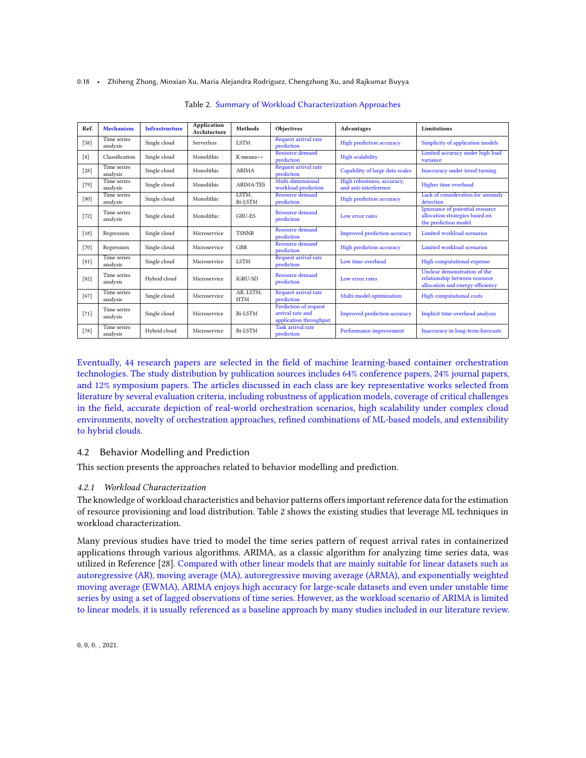Table 2. Summary of Workload Characterization Approaches

| Ref. | Mechanism | Infrastructure | Application Architecture | Methods | Objectives | Advantages | Limitations |
|---|---|---|---|---|---|---|---|
| [58] | Time series analysis | Single cloud | Serverless | LSTM | Request arrival rate prediction | High prediction accuracy | Simplicity of application models |
| [8] | Classification | Single cloud | Monolithic | K-means++ | Resource demand prediction | High scalability | Limited accuracy under high load variance |
| [28] | Time series analysis | Single cloud | Monolithic | ARIMA | Request arrival rate prediction | Capability of large data scales | Inaccuracy under trend turning |
| [79] | Time series analysis | Single cloud | Monolithic | ARIMA-TES | Multi-dimensional workload prediction | High robustness, accuracy, and anti-interference | Higher time overhead |
| [80] | Time series analysis | Single cloud | Monolithic | LSTM, Bi-LSTM | Resource demand prediction | High prediction accuracy | Lack of consideration for anomaly detection |
| [72] | Time series analysis | Single cloud | Monolithic | GRU-ES | Resource demand prediction | Low error rates | Ignorance of potential resource allocation strategies based on the prediction model |
| [18] | Regression | Single cloud | Microservice | TSNNR | Resource demand prediction | Improved prediction accuracy | Limited workload scenarios |
| [70] | Regression | Single cloud | Microservice | GBR | Resource demand prediction | High prediction accuracy | Limited workload scenarios |
| [81] | Time series analysis | Single cloud | Microservice | LSTM | Request arrival rate prediction | Low time overhead | High computational expense |
| [82] | Time series analysis | Hybrid cloud | Microservice | IGRU-SD | Resource demand prediction | Low error rates | Unclear demonstration of the relationship between resource allocation and energy efficiency |
| [67] | Time series analysis | Single cloud | Microservice | AR, LSTM, HTM | Request arrival rate prediction | Multi-model optimization | High computational costs |
| [71] | Time series analysis | Single cloud | Microservice | Bi-LSTM | Prediction of request arrival rate and application throughput | Improved prediction accuracy | Implicit time overhead analysis |
| [78] | Time series analysis | Hybrid cloud | Microservice | Bi-LSTM | Task arrival rate prediction | Performance improvement | Inaccuracy in long-term forecasts |

Eventually, 44 research papers are selected in the field of machine learning-based container orchestration technologies. The study distribution by publication sources includes 64% conference papers, 24% journal papers, and 12% symposium papers. The articles discussed in each class are key representative works selected from literature by several evaluation criteria, including robustness of application models, coverage of critical challenges in the field, accurate depiction of real-world orchestration scenarios, high scalability under complex cloud environments, novelty of orchestration approaches, refined combinations of ML-based models, and extensibility to hybrid clouds.

## 4.2 Behavior Modelling and Prediction

This section presents the approaches related to behavior modelling and prediction.

### *4.2.1 Workload Characterization*

The knowledge of workload characteristics and behavior patterns offers important reference data for the estimation of resource provisioning and load distribution. Table 2 shows the existing studies that leverage ML techniques in workload characterization.

Many previous studies have tried to model the time series pattern of request arrival rates in containerized applications through various algorithms. ARIMA, as a classic algorithm for analyzing time series data, was utilized in Reference [28]. Compared with other linear models that are mainly suitable for linear datasets such as autoregressive (AR), moving average (MA), autoregressive moving average (ARMA), and exponentially weighted moving average (EWMA), ARIMA enjoys high accuracy for large-scale datasets and even under unstable time series by using a set of lagged observations of time series. However, as the workload scenario of ARIMA is limited to linear models, it is usually referenced as a baseline approach by many studies included in our literature review.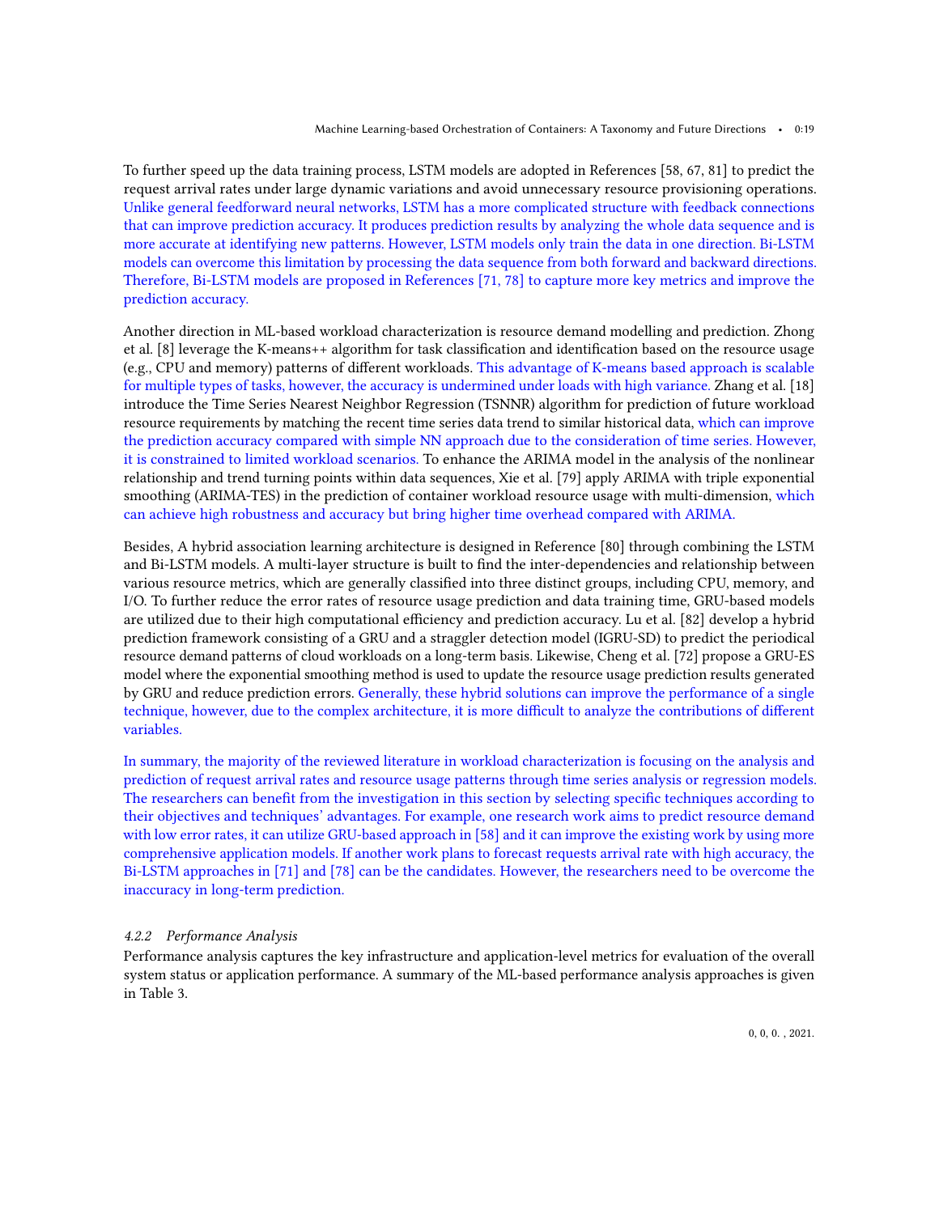To further speed up the data training process, LSTM models are adopted in References [58, 67, 81] to predict the request arrival rates under large dynamic variations and avoid unnecessary resource provisioning operations. Unlike general feedforward neural networks, LSTM has a more complicated structure with feedback connections that can improve prediction accuracy. It produces prediction results by analyzing the whole data sequence and is more accurate at identifying new patterns. However, LSTM models only train the data in one direction. Bi-LSTM models can overcome this limitation by processing the data sequence from both forward and backward directions. Therefore, Bi-LSTM models are proposed in References [71, 78] to capture more key metrics and improve the prediction accuracy.

Another direction in ML-based workload characterization is resource demand modelling and prediction. Zhong et al. [8] leverage the K-means++ algorithm for task classification and identification based on the resource usage (e.g., CPU and memory) patterns of different workloads. This advantage of K-means based approach is scalable for multiple types of tasks, however, the accuracy is undermined under loads with high variance. Zhang et al. [18] introduce the Time Series Nearest Neighbor Regression (TSNNR) algorithm for prediction of future workload resource requirements by matching the recent time series data trend to similar historical data, which can improve the prediction accuracy compared with simple NN approach due to the consideration of time series. However, it is constrained to limited workload scenarios. To enhance the ARIMA model in the analysis of the nonlinear relationship and trend turning points within data sequences, Xie et al. [79] apply ARIMA with triple exponential smoothing (ARIMA-TES) in the prediction of container workload resource usage with multi-dimension, which can achieve high robustness and accuracy but bring higher time overhead compared with ARIMA.

Besides, A hybrid association learning architecture is designed in Reference [80] through combining the LSTM and Bi-LSTM models. A multi-layer structure is built to find the inter-dependencies and relationship between various resource metrics, which are generally classified into three distinct groups, including CPU, memory, and I/O. To further reduce the error rates of resource usage prediction and data training time, GRU-based models are utilized due to their high computational efficiency and prediction accuracy. Lu et al. [82] develop a hybrid prediction framework consisting of a GRU and a straggler detection model (IGRU-SD) to predict the periodical resource demand patterns of cloud workloads on a long-term basis. Likewise, Cheng et al. [72] propose a GRU-ES model where the exponential smoothing method is used to update the resource usage prediction results generated by GRU and reduce prediction errors. Generally, these hybrid solutions can improve the performance of a single technique, however, due to the complex architecture, it is more difficult to analyze the contributions of different variables.

In summary, the majority of the reviewed literature in workload characterization is focusing on the analysis and prediction of request arrival rates and resource usage patterns through time series analysis or regression models. The researchers can benefit from the investigation in this section by selecting specific techniques according to their objectives and techniques' advantages. For example, one research work aims to predict resource demand with low error rates, it can utilize GRU-based approach in [58] and it can improve the existing work by using more comprehensive application models. If another work plans to forecast requests arrival rate with high accuracy, the Bi-LSTM approaches in [71] and [78] can be the candidates. However, the researchers need to be overcome the inaccuracy in long-term prediction.

#### 4.2.2 Performance Analysis

Performance analysis captures the key infrastructure and application-level metrics for evaluation of the overall system status or application performance. A summary of the ML-based performance analysis approaches is given in Table 3.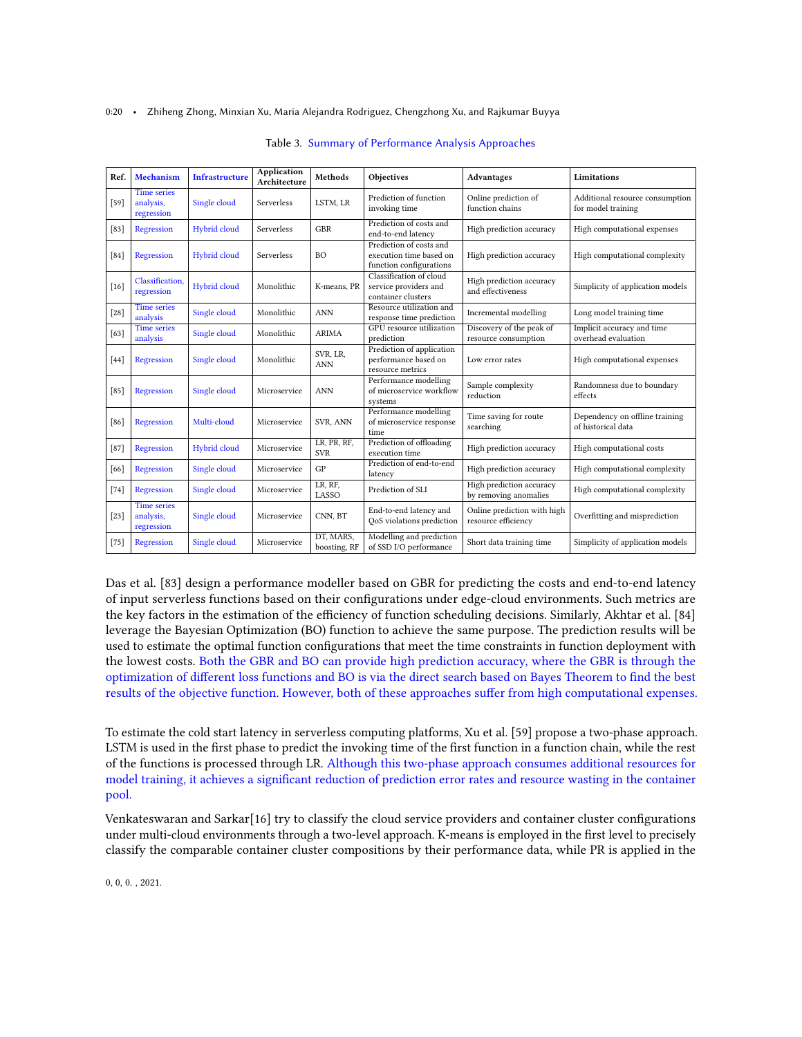Table 3. Summary of Performance Analysis Approaches

| Ref. | Mechanism | Infrastructure | Application Architecture | Methods | Objectives | Advantages | Limitations |
|---|---|---|---|---|---|---|---|
| [59] | Time series analysis, regression | Single cloud | Serverless | LSTM, LR | Prediction of function invoking time | Online prediction of function chains | Additional resource consumption for model training |
| [83] | Regression | Hybrid cloud | Serverless | GBR | Prediction of costs and end-to-end latency | High prediction accuracy | High computational expenses |
| [84] | Regression | Hybrid cloud | Serverless | BO | Prediction of costs and execution time based on function configurations | High prediction accuracy | High computational complexity |
| [16] | Classification, regression | Hybrid cloud | Monolithic | K-means, PR | Classification of cloud service providers and container clusters | High prediction accuracy and effectiveness | Simplicity of application models |
| [28] | Time series analysis | Single cloud | Monolithic | ANN | Resource utilization and response time prediction | Incremental modelling | Long model training time |
| [63] | Time series analysis | Single cloud | Monolithic | ARIMA | GPU resource utilization prediction | Discovery of the peak of resource consumption | Implicit accuracy and time overhead evaluation |
| [44] | Regression | Single cloud | Monolithic | SVR, LR, ANN | Prediction of application performance based on resource metrics | Low error rates | High computational expenses |
| [85] | Regression | Single cloud | Microservice | ANN | Performance modelling of microservice workflow systems | Sample complexity reduction | Randomness due to boundary effects |
| [86] | Regression | Multi-cloud | Microservice | SVR, ANN | Performance modelling of microservice response time | Time saving for route searching | Dependency on offline training of historical data |
| [87] | Regression | Hybrid cloud | Microservice | LR, PR, RF, SVR | Prediction of offloading execution time | High prediction accuracy | High computational costs |
| [66] | Regression | Single cloud | Microservice | GP | Prediction of end-to-end latency | High prediction accuracy | High computational complexity |
| [74] | Regression | Single cloud | Microservice | LR, RF, LASSO | Prediction of SLI | High prediction accuracy by removing anomalies | High computational complexity |
| [23] | Time series analysis, regression | Single cloud | Microservice | CNN, BT | End-to-end latency and QoS violations prediction | Online prediction with high resource efficiency | Overfitting and misprediction |
| [75] | Regression | Single cloud | Microservice | DT, MARS, boosting, RF | Modelling and prediction of SSD I/O performance | Short data training time | Simplicity of application models |

Das et al. [83] design a performance modeller based on GBR for predicting the costs and end-to-end latency of input serverless functions based on their configurations under edge-cloud environments. Such metrics are the key factors in the estimation of the efficiency of function scheduling decisions. Similarly, Akhtar et al. [84] leverage the Bayesian Optimization (BO) function to achieve the same purpose. The prediction results will be used to estimate the optimal function configurations that meet the time constraints in function deployment with the lowest costs. Both the GBR and BO can provide high prediction accuracy, where the GBR is through the optimization of different loss functions and BO is via the direct search based on Bayes Theorem to find the best results of the objective function. However, both of these approaches suffer from high computational expenses.

To estimate the cold start latency in serverless computing platforms, Xu et al. [59] propose a two-phase approach. LSTM is used in the first phase to predict the invoking time of the first function in a function chain, while the rest of the functions is processed through LR. Although this two-phase approach consumes additional resources for model training, it achieves a significant reduction of prediction error rates and resource wasting in the container pool.

Venkateswaran and Sarkar[16] try to classify the cloud service providers and container cluster configurations under multi-cloud environments through a two-level approach. K-means is employed in the first level to precisely classify the comparable container cluster compositions by their performance data, while PR is applied in the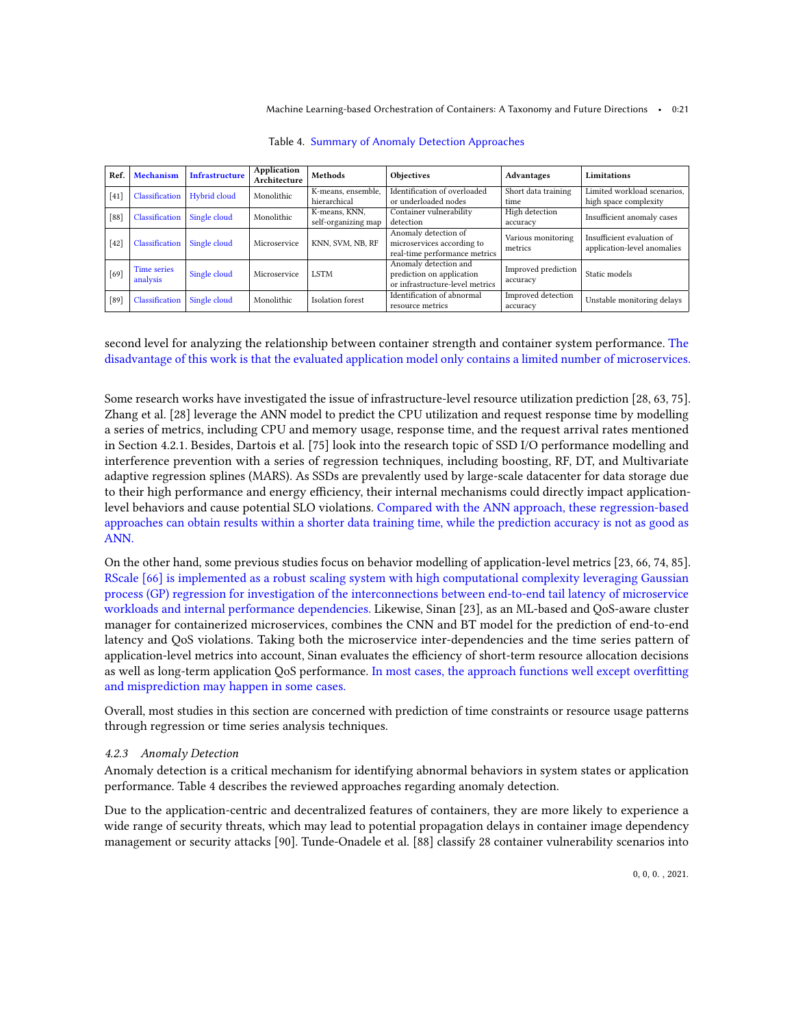Table 4. Summary of Anomaly Detection Approaches

| Ref. | Mechanism | Infrastructure | Application Architecture | Methods | Objectives | Advantages | Limitations |
|---|---|---|---|---|---|---|---|
| [41] | Classification | Hybrid cloud | Monolithic | K-means, ensemble, hierarchical | Identification of overloaded or underloaded nodes | Short data training time | Limited workload scenarios, high space complexity |
| [88] | Classification | Single cloud | Monolithic | K-means, KNN, self-organizing map | Container vulnerability detection | High detection accuracy | Insufficient anomaly cases |
| [42] | Classification | Single cloud | Microservice | KNN, SVM, NB, RF | Anomaly detection of microservices according to real-time performance metrics | Various monitoring metrics | Insufficient evaluation of application-level anomalies |
| [69] | Time series analysis | Single cloud | Microservice | LSTM | Anomaly detection and prediction on application or infrastructure-level metrics | Improved prediction accuracy | Static models |
| [89] | Classification | Single cloud | Monolithic | Isolation forest | Identification of abnormal resource metrics | Improved detection accuracy | Unstable monitoring delays |

second level for analyzing the relationship between container strength and container system performance. The disadvantage of this work is that the evaluated application model only contains a limited number of microservices.

Some research works have investigated the issue of infrastructure-level resource utilization prediction [28, 63, 75]. Zhang et al. [28] leverage the ANN model to predict the CPU utilization and request response time by modelling a series of metrics, including CPU and memory usage, response time, and the request arrival rates mentioned in Section 4.2.1. Besides, Dartois et al. [75] look into the research topic of SSD I/O performance modelling and interference prevention with a series of regression techniques, including boosting, RF, DT, and Multivariate adaptive regression splines (MARS). As SSDs are prevalently used by large-scale datacenter for data storage due to their high performance and energy efficiency, their internal mechanisms could directly impact application-level behaviors and cause potential SLO violations. Compared with the ANN approach, these regression-based approaches can obtain results within a shorter data training time, while the prediction accuracy is not as good as ANN.

On the other hand, some previous studies focus on behavior modelling of application-level metrics [23, 66, 74, 85]. RScale [66] is implemented as a robust scaling system with high computational complexity leveraging Gaussian process (GP) regression for investigation of the interconnections between end-to-end tail latency of microservice workloads and internal performance dependencies. Likewise, Sinan [23], as an ML-based and QoS-aware cluster manager for containerized microservices, combines the CNN and BT model for the prediction of end-to-end latency and QoS violations. Taking both the microservice inter-dependencies and the time series pattern of application-level metrics into account, Sinan evaluates the efficiency of short-term resource allocation decisions as well as long-term application QoS performance. In most cases, the approach functions well except overfitting and misprediction may happen in some cases.

Overall, most studies in this section are concerned with prediction of time constraints or resource usage patterns through regression or time series analysis techniques.

### 4.2.3 *Anomaly Detection*

Anomaly detection is a critical mechanism for identifying abnormal behaviors in system states or application performance. Table 4 describes the reviewed approaches regarding anomaly detection.

Due to the application-centric and decentralized features of containers, they are more likely to experience a wide range of security threats, which may lead to potential propagation delays in container image dependency management or security attacks [90]. Tunde-Onadele et al. [88] classify 28 container vulnerability scenarios into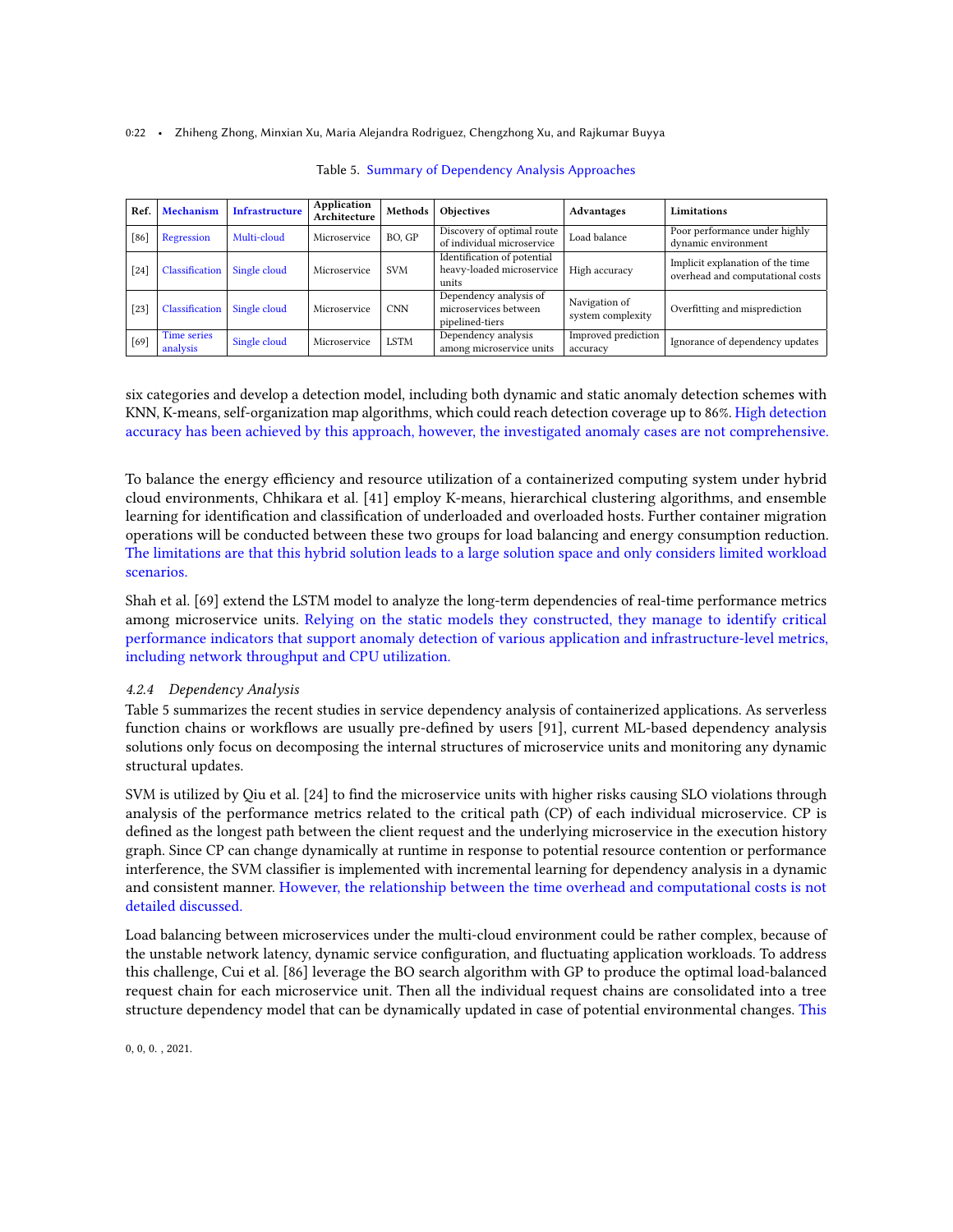Table 5. Summary of Dependency Analysis Approaches

| Ref. | Mechanism | Infrastructure | Application Architecture | Methods | Objectives | Advantages | Limitations |
|---|---|---|---|---|---|---|---|
| [86] | Regression | Multi-cloud | Microservice | BO, GP | Discovery of optimal route of individual microservice | Load balance | Poor performance under highly dynamic environment |
| [24] | Classification | Single cloud | Microservice | SVM | Identification of potential heavy-loaded microservice units | High accuracy | Implicit explanation of the time overhead and computational costs |
| [23] | Classification | Single cloud | Microservice | CNN | Dependency analysis of microservices between pipelined-tiers | Navigation of system complexity | Overfitting and misprediction |
| [69] | Time series analysis | Single cloud | Microservice | LSTM | Dependency analysis among microservice units | Improved prediction accuracy | Ignorance of dependency updates |

six categories and develop a detection model, including both dynamic and static anomaly detection schemes with KNN, K-means, self-organization map algorithms, which could reach detection coverage up to 86%. High detection accuracy has been achieved by this approach, however, the investigated anomaly cases are not comprehensive.

To balance the energy efficiency and resource utilization of a containerized computing system under hybrid cloud environments, Chhikara et al. [41] employ K-means, hierarchical clustering algorithms, and ensemble learning for identification and classification of underloaded and overloaded hosts. Further container migration operations will be conducted between these two groups for load balancing and energy consumption reduction. The limitations are that this hybrid solution leads to a large solution space and only considers limited workload scenarios.

Shah et al. [69] extend the LSTM model to analyze the long-term dependencies of real-time performance metrics among microservice units. Relying on the static models they constructed, they manage to identify critical performance indicators that support anomaly detection of various application and infrastructure-level metrics, including network throughput and CPU utilization.

#### 4.2.4 Dependency Analysis

Table 5 summarizes the recent studies in service dependency analysis of containerized applications. As serverless function chains or workflows are usually pre-defined by users [91], current ML-based dependency analysis solutions only focus on decomposing the internal structures of microservice units and monitoring any dynamic structural updates.

SVM is utilized by Qiu et al. [24] to find the microservice units with higher risks causing SLO violations through analysis of the performance metrics related to the critical path (CP) of each individual microservice. CP is defined as the longest path between the client request and the underlying microservice in the execution history graph. Since CP can change dynamically at runtime in response to potential resource contention or performance interference, the SVM classifier is implemented with incremental learning for dependency analysis in a dynamic and consistent manner. However, the relationship between the time overhead and computational costs is not detailed discussed.

Load balancing between microservices under the multi-cloud environment could be rather complex, because of the unstable network latency, dynamic service configuration, and fluctuating application workloads. To address this challenge, Cui et al. [86] leverage the BO search algorithm with GP to produce the optimal load-balanced request chain for each microservice unit. Then all the individual request chains are consolidated into a tree structure dependency model that can be dynamically updated in case of potential environmental changes. This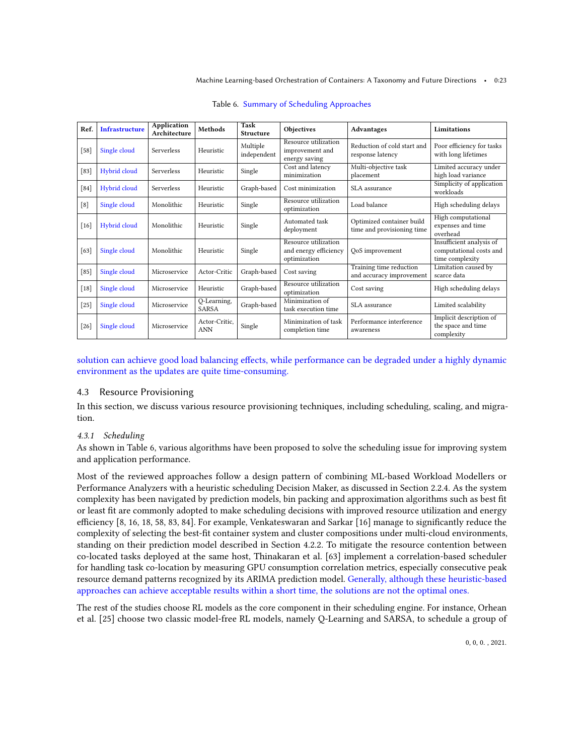Table 6. Summary of Scheduling Approaches

| Ref. | Infrastructure | Application Architecture | Methods | Task Structure | Objectives | Advantages | Limitations |
|---|---|---|---|---|---|---|---|
| [58] | Single cloud | Serverless | Heuristic | Multiple independent | Resource utilization improvement and energy saving | Reduction of cold start and response latency | Poor efficiency for tasks with long lifetimes |
| [83] | Hybrid cloud | Serverless | Heuristic | Single | Cost and latency minimization | Multi-objective task placement | Limited accuracy under high load variance |
| [84] | Hybrid cloud | Serverless | Heuristic | Graph-based | Cost minimization | SLA assurance | Simplicity of application workloads |
| [8] | Single cloud | Monolithic | Heuristic | Single | Resource utilization optimization | Load balance | High scheduling delays |
| [16] | Hybrid cloud | Monolithic | Heuristic | Single | Automated task deployment | Optimized container build time and provisioning time | High computational expenses and time overhead |
| [63] | Single cloud | Monolithic | Heuristic | Single | Resource utilization and energy efficiency optimization | QoS improvement | Insufficient analysis of computational costs and time complexity |
| [85] | Single cloud | Microservice | Actor-Critic | Graph-based | Cost saving | Training time reduction and accuracy improvement | Limitation caused by scarce data |
| [18] | Single cloud | Microservice | Heuristic | Graph-based | Resource utilization optimization | Cost saving | High scheduling delays |
| [25] | Single cloud | Microservice | Q-Learning, SARSA | Graph-based | Minimization of task execution time | SLA assurance | Limited scalability |
| [26] | Single cloud | Microservice | Actor-Critic, ANN | Single | Minimization of task completion time | Performance interference awareness | Implicit description of the space and time complexity |

solution can achieve good load balancing effects, while performance can be degraded under a highly dynamic environment as the updates are quite time-consuming.

## 4.3 Resource Provisioning

In this section, we discuss various resource provisioning techniques, including scheduling, scaling, and migration.

### *4.3.1 Scheduling*

As shown in Table 6, various algorithms have been proposed to solve the scheduling issue for improving system and application performance.

Most of the reviewed approaches follow a design pattern of combining ML-based Workload Modellers or Performance Analyzers with a heuristic scheduling Decision Maker, as discussed in Section 2.2.4. As the system complexity has been navigated by prediction models, bin packing and approximation algorithms such as best fit or least fit are commonly adopted to make scheduling decisions with improved resource utilization and energy efficiency [8, 16, 18, 58, 83, 84]. For example, Venkateswaran and Sarkar [16] manage to significantly reduce the complexity of selecting the best-fit container system and cluster compositions under multi-cloud environments, standing on their prediction model described in Section 4.2.2. To mitigate the resource contention between co-located tasks deployed at the same host, Thinakaran et al. [63] implement a correlation-based scheduler for handling task co-location by measuring GPU consumption correlation metrics, especially consecutive peak resource demand patterns recognized by its ARIMA prediction model. Generally, although these heuristic-based approaches can achieve acceptable results within a short time, the solutions are not the optimal ones.

The rest of the studies choose RL models as the core component in their scheduling engine. For instance, Orhean et al. [25] choose two classic model-free RL models, namely Q-Learning and SARSA, to schedule a group of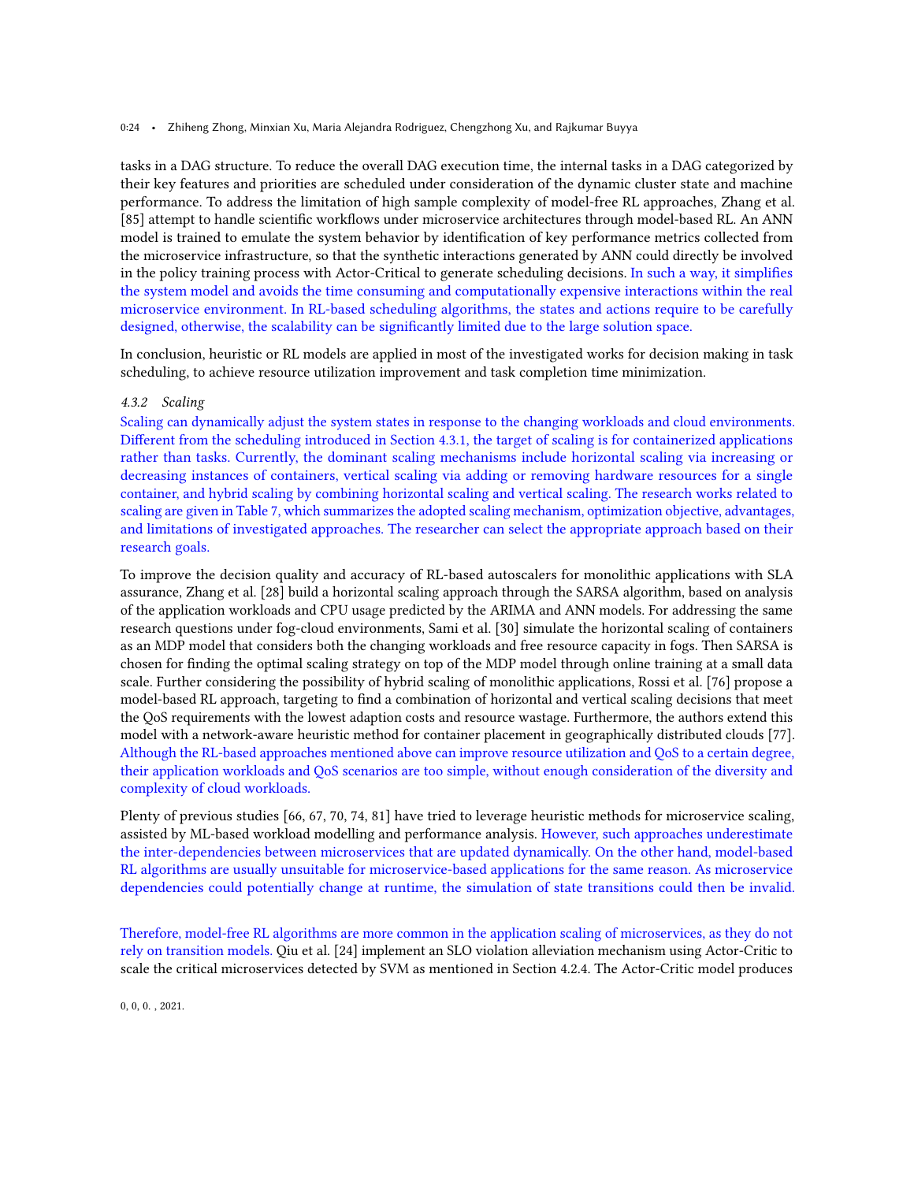tasks in a DAG structure. To reduce the overall DAG execution time, the internal tasks in a DAG categorized by their key features and priorities are scheduled under consideration of the dynamic cluster state and machine performance. To address the limitation of high sample complexity of model-free RL approaches, Zhang et al. [85] attempt to handle scientific workflows under microservice architectures through model-based RL. An ANN model is trained to emulate the system behavior by identification of key performance metrics collected from the microservice infrastructure, so that the synthetic interactions generated by ANN could directly be involved in the policy training process with Actor-Critical to generate scheduling decisions. In such a way, it simplifies the system model and avoids the time consuming and computationally expensive interactions within the real microservice environment. In RL-based scheduling algorithms, the states and actions require to be carefully designed, otherwise, the scalability can be significantly limited due to the large solution space.

In conclusion, heuristic or RL models are applied in most of the investigated works for decision making in task scheduling, to achieve resource utilization improvement and task completion time minimization.

#### *4.3.2 Scaling*

Scaling can dynamically adjust the system states in response to the changing workloads and cloud environments. Different from the scheduling introduced in Section 4.3.1, the target of scaling is for containerized applications rather than tasks. Currently, the dominant scaling mechanisms include horizontal scaling via increasing or decreasing instances of containers, vertical scaling via adding or removing hardware resources for a single container, and hybrid scaling by combining horizontal scaling and vertical scaling. The research works related to scaling are given in Table 7, which summarizes the adopted scaling mechanism, optimization objective, advantages, and limitations of investigated approaches. The researcher can select the appropriate approach based on their research goals.

To improve the decision quality and accuracy of RL-based autoscalers for monolithic applications with SLA assurance, Zhang et al. [28] build a horizontal scaling approach through the SARSA algorithm, based on analysis of the application workloads and CPU usage predicted by the ARIMA and ANN models. For addressing the same research questions under fog-cloud environments, Sami et al. [30] simulate the horizontal scaling of containers as an MDP model that considers both the changing workloads and free resource capacity in fogs. Then SARSA is chosen for finding the optimal scaling strategy on top of the MDP model through online training at a small data scale. Further considering the possibility of hybrid scaling of monolithic applications, Rossi et al. [76] propose a model-based RL approach, targeting to find a combination of horizontal and vertical scaling decisions that meet the QoS requirements with the lowest adaption costs and resource wastage. Furthermore, the authors extend this model with a network-aware heuristic method for container placement in geographically distributed clouds [77]. Although the RL-based approaches mentioned above can improve resource utilization and QoS to a certain degree, their application workloads and QoS scenarios are too simple, without enough consideration of the diversity and complexity of cloud workloads.

Plenty of previous studies [66, 67, 70, 74, 81] have tried to leverage heuristic methods for microservice scaling, assisted by ML-based workload modelling and performance analysis. However, such approaches underestimate the inter-dependencies between microservices that are updated dynamically. On the other hand, model-based RL algorithms are usually unsuitable for microservice-based applications for the same reason. As microservice dependencies could potentially change at runtime, the simulation of state transitions could then be invalid.

Therefore, model-free RL algorithms are more common in the application scaling of microservices, as they do not rely on transition models. Qiu et al. [24] implement an SLO violation alleviation mechanism using Actor-Critic to scale the critical microservices detected by SVM as mentioned in Section 4.2.4. The Actor-Critic model produces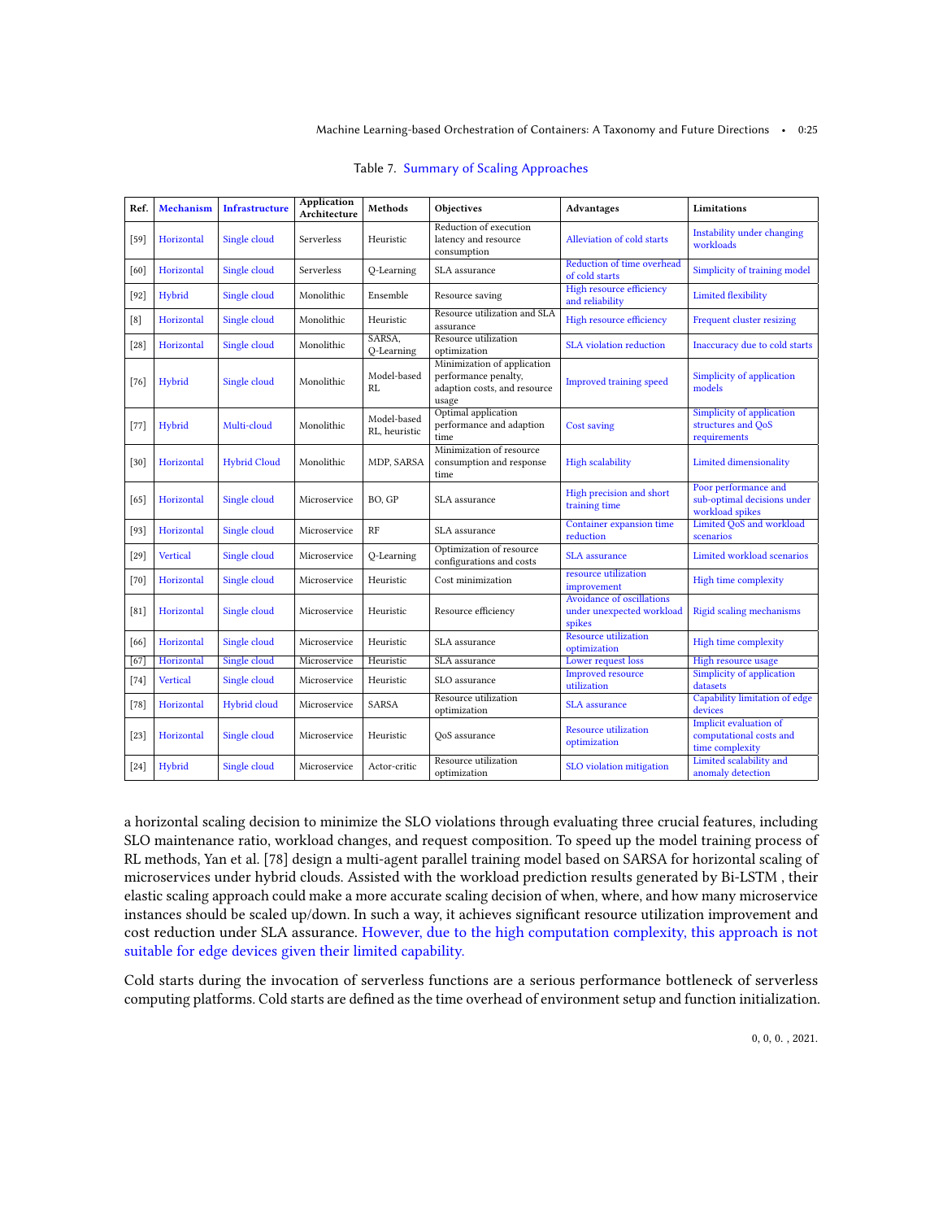Table 7. Summary of Scaling Approaches

| Ref. | Mechanism | Infrastructure | Application Architecture | Methods | Objectives | Advantages | Limitations |
|---|---|---|---|---|---|---|---|
| [59] | Horizontal | Single cloud | Serverless | Heuristic | Reduction of execution latency and resource consumption | Alleviation of cold starts | Instability under changing workloads |
| [60] | Horizontal | Single cloud | Serverless | Q-Learning | SLA assurance | Reduction of time overhead of cold starts | Simplicity of training model |
| [92] | Hybrid | Single cloud | Monolithic | Ensemble | Resource saving | High resource efficiency and reliability | Limited flexibility |
| [8] | Horizontal | Single cloud | Monolithic | Heuristic | Resource utilization and SLA assurance | High resource efficiency | Frequent cluster resizing |
| [28] | Horizontal | Single cloud | Monolithic | SARSA, Q-Learning | Resource utilization optimization | SLA violation reduction | Inaccuracy due to cold starts |
| [76] | Hybrid | Single cloud | Monolithic | Model-based RL | Minimization of application performance penalty, adaption costs, and resource usage | Improved training speed | Simplicity of application models |
| [77] | Hybrid | Multi-cloud | Monolithic | Model-based RL, heuristic | Optimal application performance and adaption time | Cost saving | Simplicity of application structures and QoS requirements |
| [30] | Horizontal | Hybrid Cloud | Monolithic | MDP, SARSA | Minimization of resource consumption and response time | High scalability | Limited dimensionality |
| [65] | Horizontal | Single cloud | Microservice | BO, GP | SLA assurance | High precision and short training time | Poor performance and sub-optimal decisions under workload spikes |
| [93] | Horizontal | Single cloud | Microservice | RF | SLA assurance | Container expansion time reduction | Limited QoS and workload scenarios |
| [29] | Vertical | Single cloud | Microservice | Q-Learning | Optimization of resource configurations and costs | SLA assurance | Limited workload scenarios |
| [70] | Horizontal | Single cloud | Microservice | Heuristic | Cost minimization | resource utilization improvement | High time complexity |
| [81] | Horizontal | Single cloud | Microservice | Heuristic | Resource efficiency | Avoidance of oscillations under unexpected workload spikes | Rigid scaling mechanisms |
| [66] | Horizontal | Single cloud | Microservice | Heuristic | SLA assurance | Resource utilization optimization | High time complexity |
| [67] | Horizontal | Single cloud | Microservice | Heuristic | SLA assurance | Lower request loss | High resource usage |
| [74] | Vertical | Single cloud | Microservice | Heuristic | SLO assurance | Improved resource utilization | Simplicity of application datasets |
| [78] | Horizontal | Hybrid cloud | Microservice | SARSA | Resource utilization optimization | SLA assurance | Capability limitation of edge devices |
| [23] | Horizontal | Single cloud | Microservice | Heuristic | QoS assurance | Resource utilization optimization | Implicit evaluation of computational costs and time complexity |
| [24] | Hybrid | Single cloud | Microservice | Actor-critic | Resource utilization optimization | SLO violation mitigation | Limited scalability and anomaly detection |

a horizontal scaling decision to minimize the SLO violations through evaluating three crucial features, including SLO maintenance ratio, workload changes, and request composition. To speed up the model training process of RL methods, Yan et al. [78] design a multi-agent parallel training model based on SARSA for horizontal scaling of microservices under hybrid clouds. Assisted with the workload prediction results generated by Bi-LSTM , their elastic scaling approach could make a more accurate scaling decision of when, where, and how many microservice instances should be scaled up/down. In such a way, it achieves significant resource utilization improvement and cost reduction under SLA assurance. However, due to the high computation complexity, this approach is not suitable for edge devices given their limited capability.

Cold starts during the invocation of serverless functions are a serious performance bottleneck of serverless computing platforms. Cold starts are defined as the time overhead of environment setup and function initialization.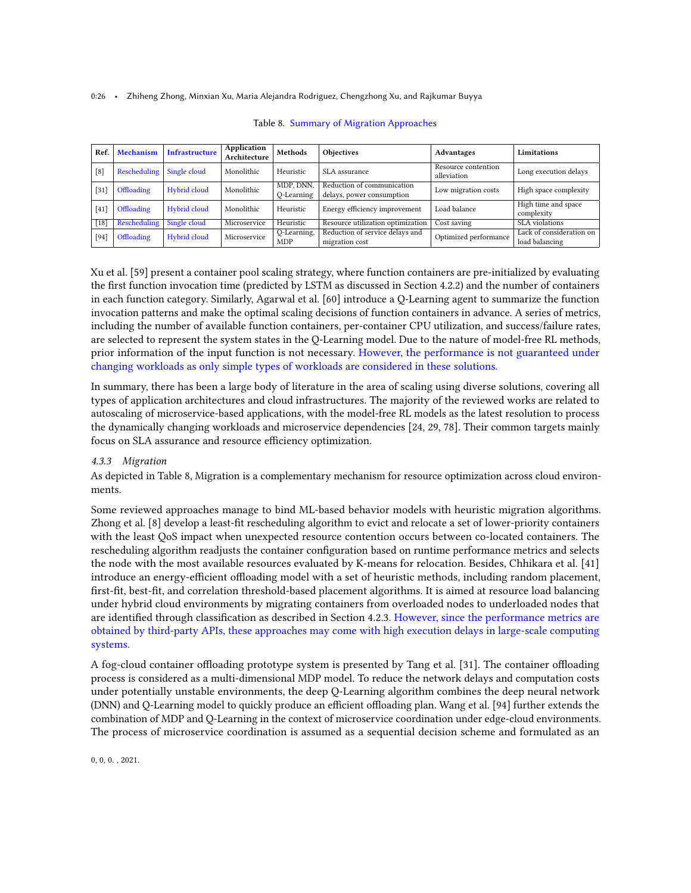Table 8. Summary of Migration Approaches

| Ref. | Mechanism | Infrastructure | Application Architecture | Methods | Objectives | Advantages | Limitations |
|---|---|---|---|---|---|---|---|
| [8] | Rescheduling | Single cloud | Monolithic | Heuristic | SLA assurance | Resource contention alleviation | Long execution delays |
| [31] | Offloading | Hybrid cloud | Monolithic | MDP, DNN, Q-Learning | Reduction of communication delays, power consumption | Low migration costs | High space complexity |
| [41] | Offloading | Hybrid cloud | Monolithic | Heuristic | Energy efficiency improvement | Load balance | High time and space complexity |
| [18] | Rescheduling | Single cloud | Microservice | Heuristic | Resource utilization optimization | Cost saving | SLA violations |
| [94] | Offloading | Hybrid cloud | Microservice | Q-Learning, MDP | Reduction of service delays and migration cost | Optimized performance | Lack of consideration on load balancing |

Xu et al. [59] present a container pool scaling strategy, where function containers are pre-initialized by evaluating the first function invocation time (predicted by LSTM as discussed in Section 4.2.2) and the number of containers in each function category. Similarly, Agarwal et al. [60] introduce a Q-Learning agent to summarize the function invocation patterns and make the optimal scaling decisions of function containers in advance. A series of metrics, including the number of available function containers, per-container CPU utilization, and success/failure rates, are selected to represent the system states in the Q-Learning model. Due to the nature of model-free RL methods, prior information of the input function is not necessary. However, the performance is not guaranteed under changing workloads as only simple types of workloads are considered in these solutions.

In summary, there has been a large body of literature in the area of scaling using diverse solutions, covering all types of application architectures and cloud infrastructures. The majority of the reviewed works are related to autoscaling of microservice-based applications, with the model-free RL models as the latest resolution to process the dynamically changing workloads and microservice dependencies [24, 29, 78]. Their common targets mainly focus on SLA assurance and resource efficiency optimization.

### 4.3.3 Migration

As depicted in Table 8, Migration is a complementary mechanism for resource optimization across cloud environments.

Some reviewed approaches manage to bind ML-based behavior models with heuristic migration algorithms. Zhong et al. [8] develop a least-fit rescheduling algorithm to evict and relocate a set of lower-priority containers with the least QoS impact when unexpected resource contention occurs between co-located containers. The rescheduling algorithm readjusts the container configuration based on runtime performance metrics and selects the node with the most available resources evaluated by K-means for relocation. Besides, Chhikara et al. [41] introduce an energy-efficient offloading model with a set of heuristic methods, including random placement, first-fit, best-fit, and correlation threshold-based placement algorithms. It is aimed at resource load balancing under hybrid cloud environments by migrating containers from overloaded nodes to underloaded nodes that are identified through classification as described in Section 4.2.3. However, since the performance metrics are obtained by third-party APIs, these approaches may come with high execution delays in large-scale computing systems.

A fog-cloud container offloading prototype system is presented by Tang et al. [31]. The container offloading process is considered as a multi-dimensional MDP model. To reduce the network delays and computation costs under potentially unstable environments, the deep Q-Learning algorithm combines the deep neural network (DNN) and Q-Learning model to quickly produce an efficient offloading plan. Wang et al. [94] further extends the combination of MDP and Q-Learning in the context of microservice coordination under edge-cloud environments. The process of microservice coordination is assumed as a sequential decision scheme and formulated as an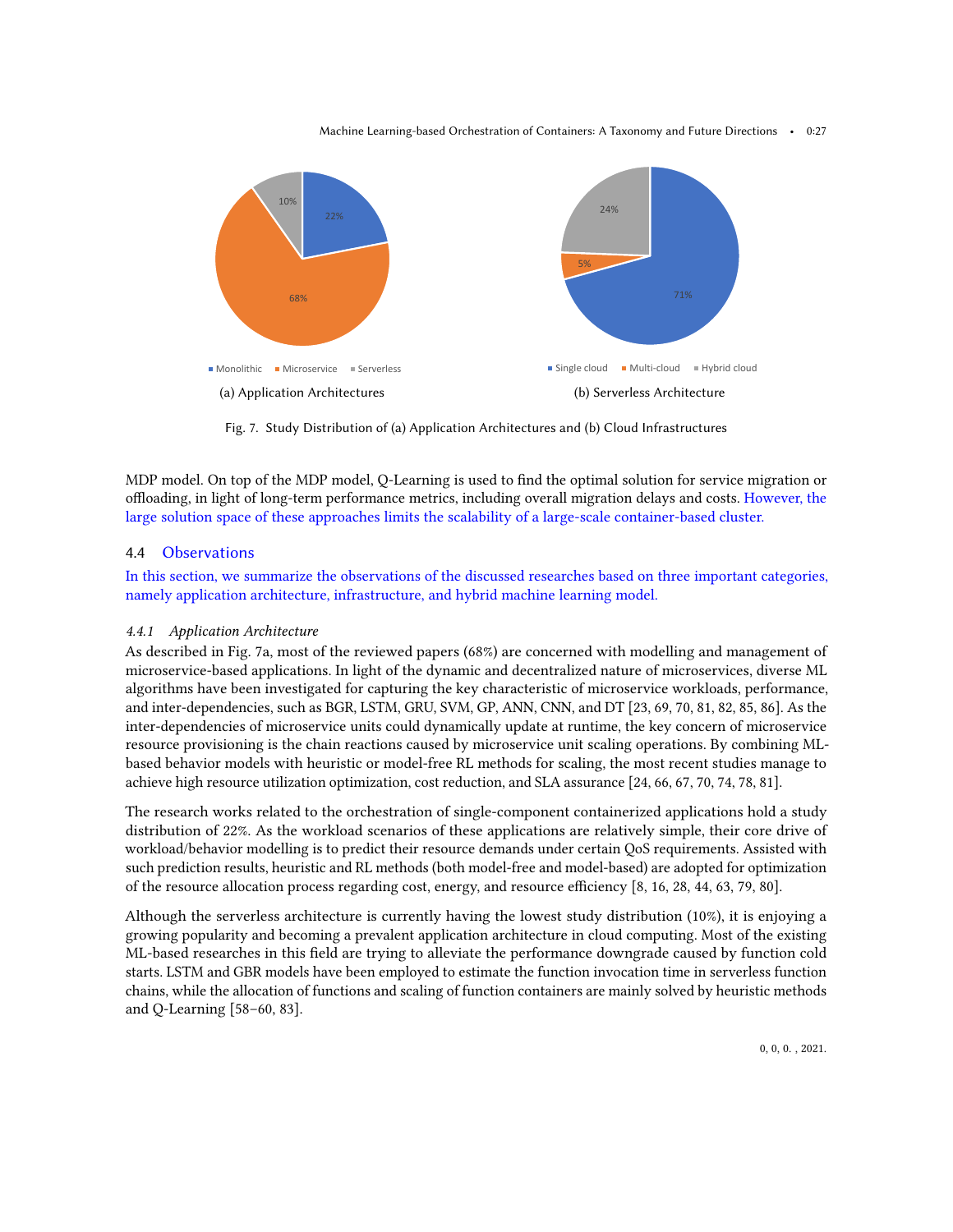(a) Application Architectures

(b) Serverless Architecture

Fig. 7. Study Distribution of (a) Application Architectures and (b) Cloud Infrastructures

MDP model. On top of the MDP model, Q-Learning is used to find the optimal solution for service migration or offloading, in light of long-term performance metrics, including overall migration delays and costs. However, the large solution space of these approaches limits the scalability of a large-scale container-based cluster.

### 4.4 Observations

In this section, we summarize the observations of the discussed researches based on three important categories, namely application architecture, infrastructure, and hybrid machine learning model.

#### 4.4.1 *Application Architecture*

As described in Fig. 7a, most of the reviewed papers (68%) are concerned with modelling and management of microservice-based applications. In light of the dynamic and decentralized nature of microservices, diverse ML algorithms have been investigated for capturing the key characteristic of microservice workloads, performance, and inter-dependencies, such as BGR, LSTM, GRU, SVM, GP, ANN, CNN, and DT [23, 69, 70, 81, 82, 85, 86]. As the inter-dependencies of microservice units could dynamically update at runtime, the key concern of microservice resource provisioning is the chain reactions caused by microservice unit scaling operations. By combining ML-based behavior models with heuristic or model-free RL methods for scaling, the most recent studies manage to achieve high resource utilization optimization, cost reduction, and SLA assurance [24, 66, 67, 70, 74, 78, 81].

The research works related to the orchestration of single-component containerized applications hold a study distribution of 22%. As the workload scenarios of these applications are relatively simple, their core drive of workload/behavior modelling is to predict their resource demands under certain QoS requirements. Assisted with such prediction results, heuristic and RL methods (both model-free and model-based) are adopted for optimization of the resource allocation process regarding cost, energy, and resource efficiency [8, 16, 28, 44, 63, 79, 80].

Although the serverless architecture is currently having the lowest study distribution (10%), it is enjoying a growing popularity and becoming a prevalent application architecture in cloud computing. Most of the existing ML-based researches in this field are trying to alleviate the performance downgrade caused by function cold starts. LSTM and GBR models have been employed to estimate the function invocation time in serverless function chains, while the allocation of functions and scaling of function containers are mainly solved by heuristic methods and Q-Learning [58–60, 83].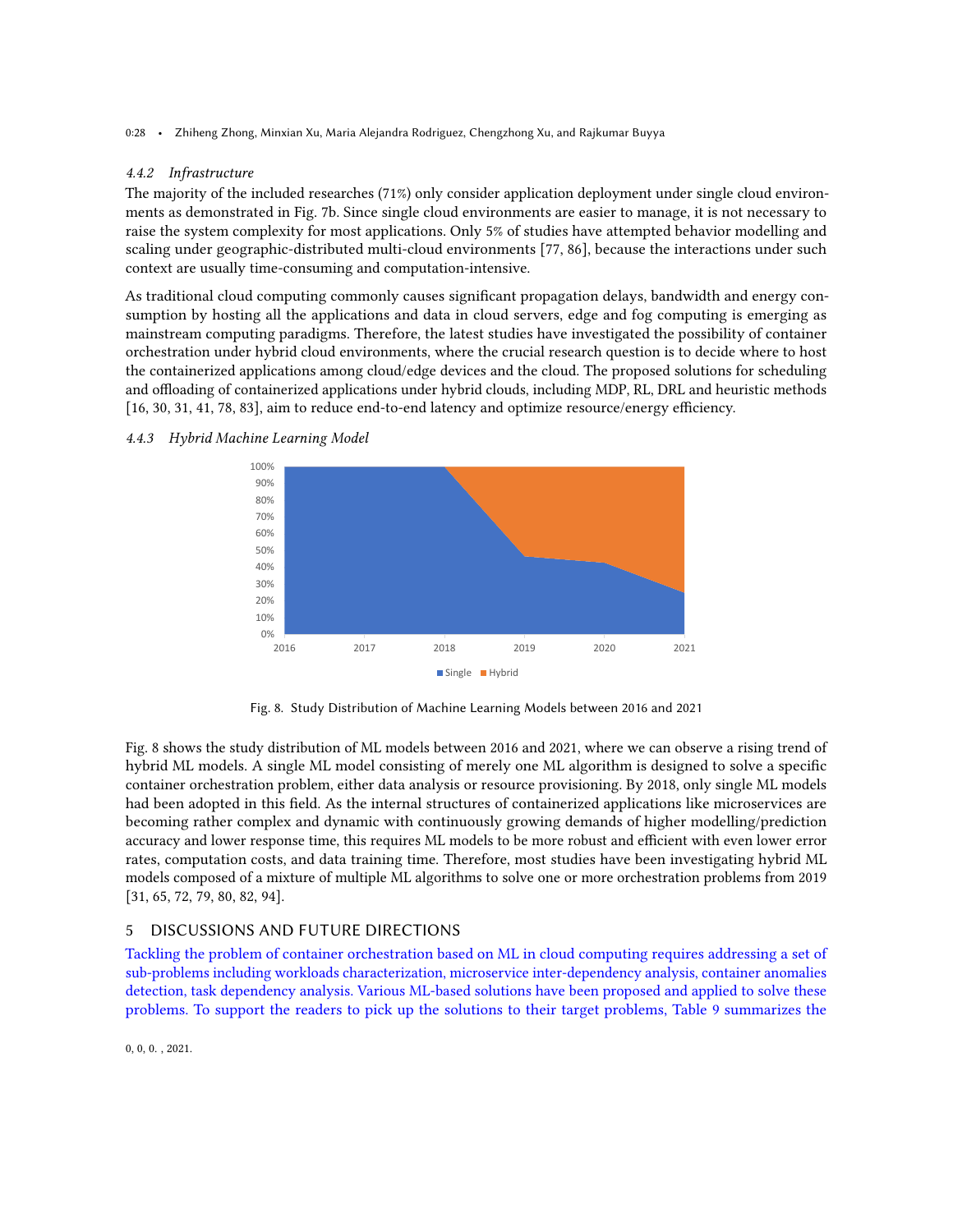#### 4.4.2 *Infrastructure*

The majority of the included researches (71%) only consider application deployment under single cloud environments as demonstrated in Fig. 7b. Since single cloud environments are easier to manage, it is not necessary to raise the system complexity for most applications. Only 5% of studies have attempted behavior modelling and scaling under geographic-distributed multi-cloud environments [77, 86], because the interactions under such context are usually time-consuming and computation-intensive.

As traditional cloud computing commonly causes significant propagation delays, bandwidth and energy consumption by hosting all the applications and data in cloud servers, edge and fog computing is emerging as mainstream computing paradigms. Therefore, the latest studies have investigated the possibility of container orchestration under hybrid cloud environments, where the crucial research question is to decide where to host the containerized applications among cloud/edge devices and the cloud. The proposed solutions for scheduling and offloading of containerized applications under hybrid clouds, including MDP, RL, DRL and heuristic methods [16, 30, 31, 41, 78, 83], aim to reduce end-to-end latency and optimize resource/energy efficiency.

#### 4.4.3 *Hybrid Machine Learning Model*

Fig. 8. Study Distribution of Machine Learning Models between 2016 and 2021

Fig. 8 shows the study distribution of ML models between 2016 and 2021, where we can observe a rising trend of hybrid ML models. A single ML model consisting of merely one ML algorithm is designed to solve a specific container orchestration problem, either data analysis or resource provisioning. By 2018, only single ML models had been adopted in this field. As the internal structures of containerized applications like microservices are becoming rather complex and dynamic with continuously growing demands of higher modelling/prediction accuracy and lower response time, this requires ML models to be more robust and efficient with even lower error rates, computation costs, and data training time. Therefore, most studies have been investigating hybrid ML models composed of a mixture of multiple ML algorithms to solve one or more orchestration problems from 2019 [31, 65, 72, 79, 80, 82, 94].

## 5 DISCUSSIONS AND FUTURE DIRECTIONS

Tackling the problem of container orchestration based on ML in cloud computing requires addressing a set of sub-problems including workloads characterization, microservice inter-dependency analysis, container anomalies detection, task dependency analysis. Various ML-based solutions have been proposed and applied to solve these problems. To support the readers to pick up the solutions to their target problems, Table 9 summarizes the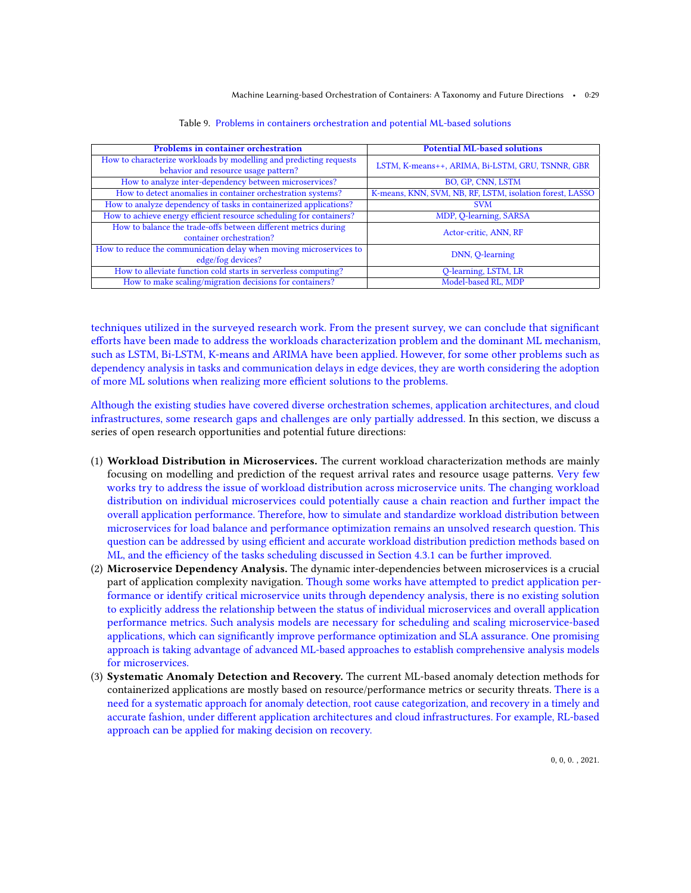Table 9. Problems in containers orchestration and potential ML-based solutions

| Problems in container orchestration | Potential ML-based solutions |
|---|---|
| How to characterize workloads by modelling and predicting requests behavior and resource usage pattern? | LSTM, K-means++, ARIMA, Bi-LSTM, GRU, TSNNR, GBR |
| How to analyze inter-dependency between microservices? | BO, GP, CNN, LSTM |
| How to detect anomalies in container orchestration systems? | K-means, KNN, SVM, NB, RF, LSTM, isolation forest, LASSO |
| How to analyze dependency of tasks in containerized applications? | SVM |
| How to achieve energy efficient resource scheduling for containers? | MDP, Q-learning, SARSA |
| How to balance the trade-offs between different metrics during container orchestration? | Actor-critic, ANN, RF |
| How to reduce the communication delay when moving microservices to edge/fog devices? | DNN, Q-learning |
| How to alleviate function cold starts in serverless computing? | Q-learning, LSTM, LR |
| How to make scaling/migration decisions for containers? | Model-based RL, MDP |

techniques utilized in the surveyed research work. From the present survey, we can conclude that significant efforts have been made to address the workloads characterization problem and the dominant ML mechanism, such as LSTM, Bi-LSTM, K-means and ARIMA have been applied. However, for some other problems such as dependency analysis in tasks and communication delays in edge devices, they are worth considering the adoption of more ML solutions when realizing more efficient solutions to the problems.

Although the existing studies have covered diverse orchestration schemes, application architectures, and cloud infrastructures, some research gaps and challenges are only partially addressed. In this section, we discuss a series of open research opportunities and potential future directions:

(1) **Workload Distribution in Microservices.** The current workload characterization methods are mainly focusing on modelling and prediction of the request arrival rates and resource usage patterns. Very few works try to address the issue of workload distribution across microservice units. The changing workload distribution on individual microservices could potentially cause a chain reaction and further impact the overall application performance. Therefore, how to simulate and standardize workload distribution between microservices for load balance and performance optimization remains an unsolved research question. This question can be addressed by using efficient and accurate workload distribution prediction methods based on ML, and the efficiency of the tasks scheduling discussed in Section 4.3.1 can be further improved.

(2) **Microservice Dependency Analysis.** The dynamic inter-dependencies between microservices is a crucial part of application complexity navigation. Though some works have attempted to predict application performance or identify critical microservice units through dependency analysis, there is no existing solution to explicitly address the relationship between the status of individual microservices and overall application performance metrics. Such analysis models are necessary for scheduling and scaling microservice-based applications, which can significantly improve performance optimization and SLA assurance. One promising approach is taking advantage of advanced ML-based approaches to establish comprehensive analysis models for microservices.

(3) **Systematic Anomaly Detection and Recovery.** The current ML-based anomaly detection methods for containerized applications are mostly based on resource/performance metrics or security threats. There is a need for a systematic approach for anomaly detection, root cause categorization, and recovery in a timely and accurate fashion, under different application architectures and cloud infrastructures. For example, RL-based approach can be applied for making decision on recovery.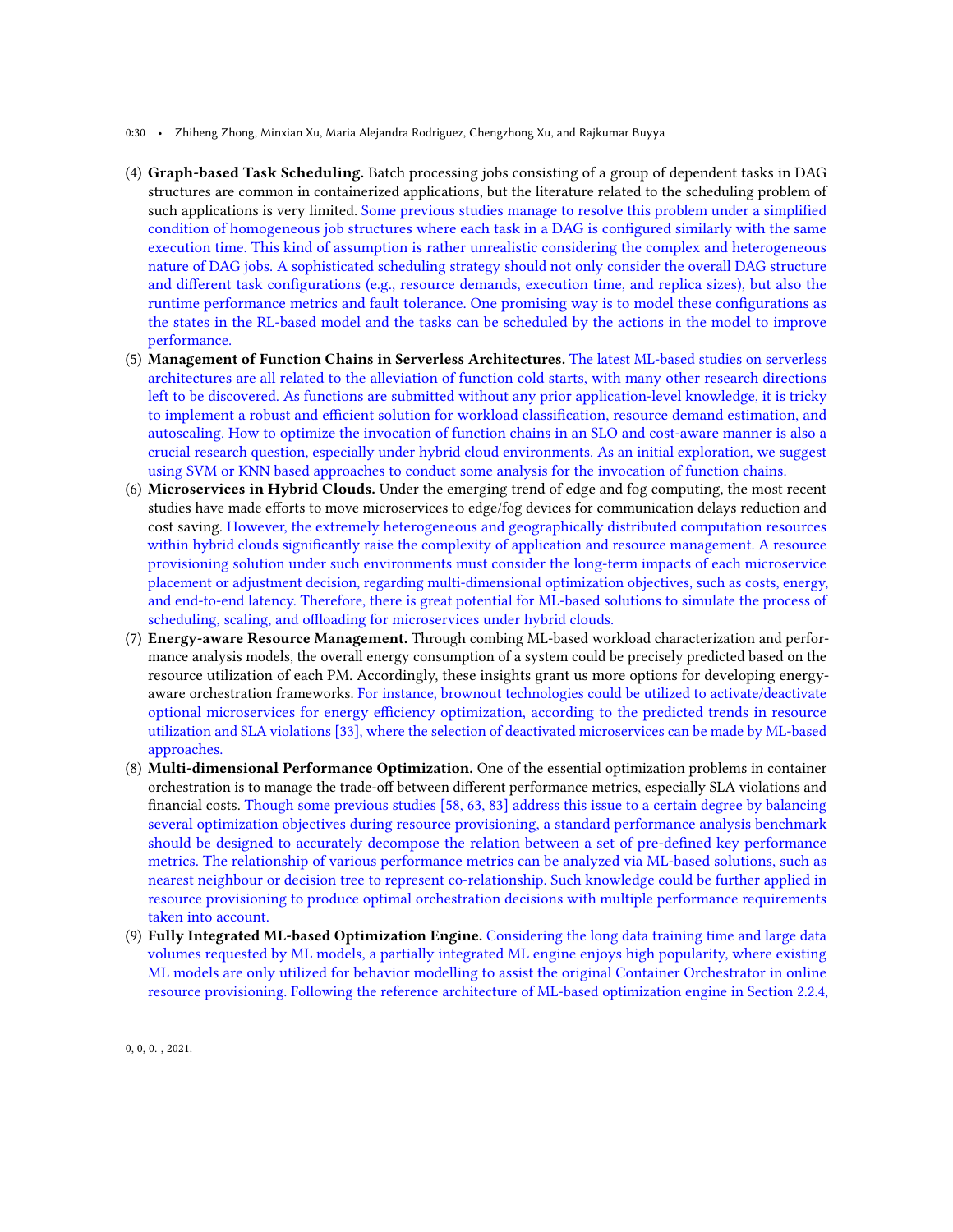(4) **Graph-based Task Scheduling.** Batch processing jobs consisting of a group of dependent tasks in DAG structures are common in containerized applications, but the literature related to the scheduling problem of such applications is very limited. Some previous studies manage to resolve this problem under a simplified condition of homogeneous job structures where each task in a DAG is configured similarly with the same execution time. This kind of assumption is rather unrealistic considering the complex and heterogeneous nature of DAG jobs. A sophisticated scheduling strategy should not only consider the overall DAG structure and different task configurations (e.g., resource demands, execution time, and replica sizes), but also the runtime performance metrics and fault tolerance. One promising way is to model these configurations as the states in the RL-based model and the tasks can be scheduled by the actions in the model to improve performance.

(5) **Management of Function Chains in Serverless Architectures.** The latest ML-based studies on serverless architectures are all related to the alleviation of function cold starts, with many other research directions left to be discovered. As functions are submitted without any prior application-level knowledge, it is tricky to implement a robust and efficient solution for workload classification, resource demand estimation, and autoscaling. How to optimize the invocation of function chains in an SLO and cost-aware manner is also a crucial research question, especially under hybrid cloud environments. As an initial exploration, we suggest using SVM or KNN based approaches to conduct some analysis for the invocation of function chains.

(6) **Microservices in Hybrid Clouds.** Under the emerging trend of edge and fog computing, the most recent studies have made efforts to move microservices to edge/fog devices for communication delays reduction and cost saving. However, the extremely heterogeneous and geographically distributed computation resources within hybrid clouds significantly raise the complexity of application and resource management. A resource provisioning solution under such environments must consider the long-term impacts of each microservice placement or adjustment decision, regarding multi-dimensional optimization objectives, such as costs, energy, and end-to-end latency. Therefore, there is great potential for ML-based solutions to simulate the process of scheduling, scaling, and offloading for microservices under hybrid clouds.

(7) **Energy-aware Resource Management.** Through combing ML-based workload characterization and performance analysis models, the overall energy consumption of a system could be precisely predicted based on the resource utilization of each PM. Accordingly, these insights grant us more options for developing energy-aware orchestration frameworks. For instance, brownout technologies could be utilized to activate/deactivate optional microservices for energy efficiency optimization, according to the predicted trends in resource utilization and SLA violations [33], where the selection of deactivated microservices can be made by ML-based approaches.

(8) **Multi-dimensional Performance Optimization.** One of the essential optimization problems in container orchestration is to manage the trade-off between different performance metrics, especially SLA violations and financial costs. Though some previous studies [58, 63, 83] address this issue to a certain degree by balancing several optimization objectives during resource provisioning, a standard performance analysis benchmark should be designed to accurately decompose the relation between a set of pre-defined key performance metrics. The relationship of various performance metrics can be analyzed via ML-based solutions, such as nearest neighbour or decision tree to represent co-relationship. Such knowledge could be further applied in resource provisioning to produce optimal orchestration decisions with multiple performance requirements taken into account.

(9) **Fully Integrated ML-based Optimization Engine.** Considering the long data training time and large data volumes requested by ML models, a partially integrated ML engine enjoys high popularity, where existing ML models are only utilized for behavior modelling to assist the original Container Orchestrator in online resource provisioning. Following the reference architecture of ML-based optimization engine in Section 2.2.4,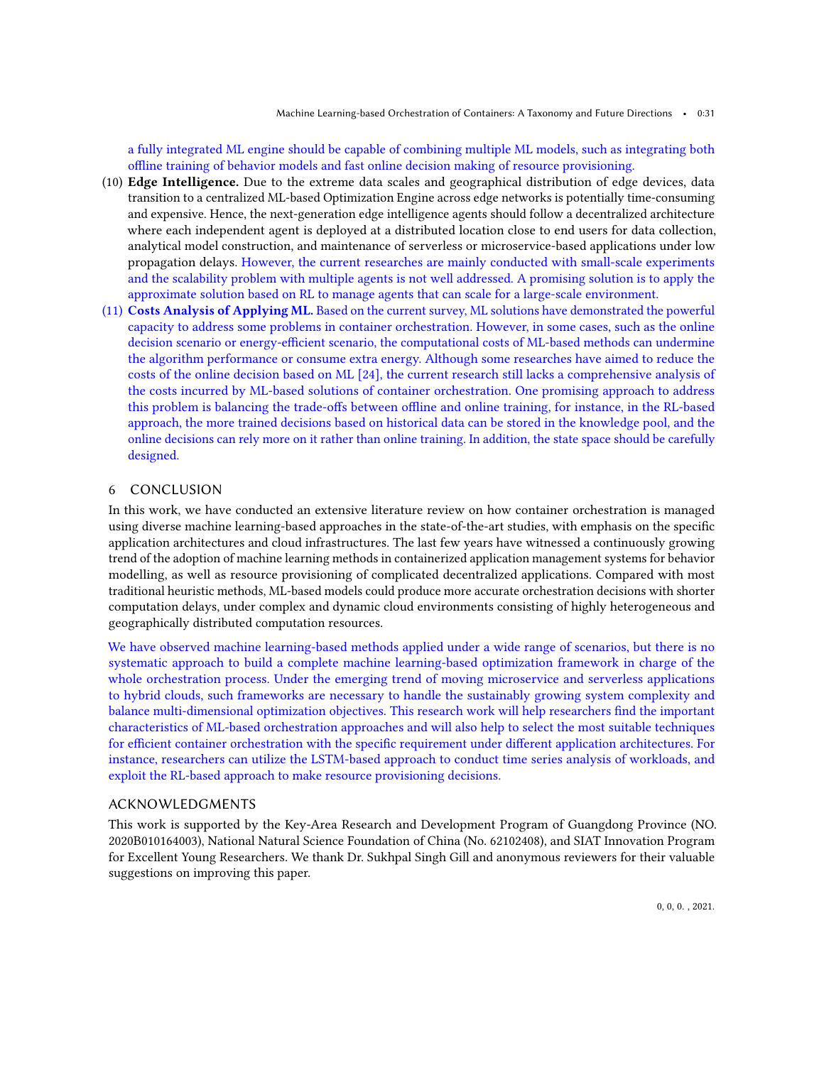a fully integrated ML engine should be capable of combining multiple ML models, such as integrating both offline training of behavior models and fast online decision making of resource provisioning.

(10) **Edge Intelligence.** Due to the extreme data scales and geographical distribution of edge devices, data transition to a centralized ML-based Optimization Engine across edge networks is potentially time-consuming and expensive. Hence, the next-generation edge intelligence agents should follow a decentralized architecture where each independent agent is deployed at a distributed location close to end users for data collection, analytical model construction, and maintenance of serverless or microservice-based applications under low propagation delays. However, the current researches are mainly conducted with small-scale experiments and the scalability problem with multiple agents is not well addressed. A promising solution is to apply the approximate solution based on RL to manage agents that can scale for a large-scale environment.

(11) **Costs Analysis of Applying ML.** Based on the current survey, ML solutions have demonstrated the powerful capacity to address some problems in container orchestration. However, in some cases, such as the online decision scenario or energy-efficient scenario, the computational costs of ML-based methods can undermine the algorithm performance or consume extra energy. Although some researches have aimed to reduce the costs of the online decision based on ML [24], the current research still lacks a comprehensive analysis of the costs incurred by ML-based solutions of container orchestration. One promising approach to address this problem is balancing the trade-offs between offline and online training, for instance, in the RL-based approach, the more trained decisions based on historical data can be stored in the knowledge pool, and the online decisions can rely more on it rather than online training. In addition, the state space should be carefully designed.

## 6 CONCLUSION

In this work, we have conducted an extensive literature review on how container orchestration is managed using diverse machine learning-based approaches in the state-of-the-art studies, with emphasis on the specific application architectures and cloud infrastructures. The last few years have witnessed a continuously growing trend of the adoption of machine learning methods in containerized application management systems for behavior modelling, as well as resource provisioning of complicated decentralized applications. Compared with most traditional heuristic methods, ML-based models could produce more accurate orchestration decisions with shorter computation delays, under complex and dynamic cloud environments consisting of highly heterogeneous and geographically distributed computation resources.

We have observed machine learning-based methods applied under a wide range of scenarios, but there is no systematic approach to build a complete machine learning-based optimization framework in charge of the whole orchestration process. Under the emerging trend of moving microservice and serverless applications to hybrid clouds, such frameworks are necessary to handle the sustainably growing system complexity and balance multi-dimensional optimization objectives. This research work will help researchers find the important characteristics of ML-based orchestration approaches and will also help to select the most suitable techniques for efficient container orchestration with the specific requirement under different application architectures. For instance, researchers can utilize the LSTM-based approach to conduct time series analysis of workloads, and exploit the RL-based approach to make resource provisioning decisions.

## ACKNOWLEDGMENTS

This work is supported by the Key-Area Research and Development Program of Guangdong Province (NO. 2020B010164003), National Natural Science Foundation of China (No. 62102408), and SIAT Innovation Program for Excellent Young Researchers. We thank Dr. Sukhpal Singh Gill and anonymous reviewers for their valuable suggestions on improving this paper.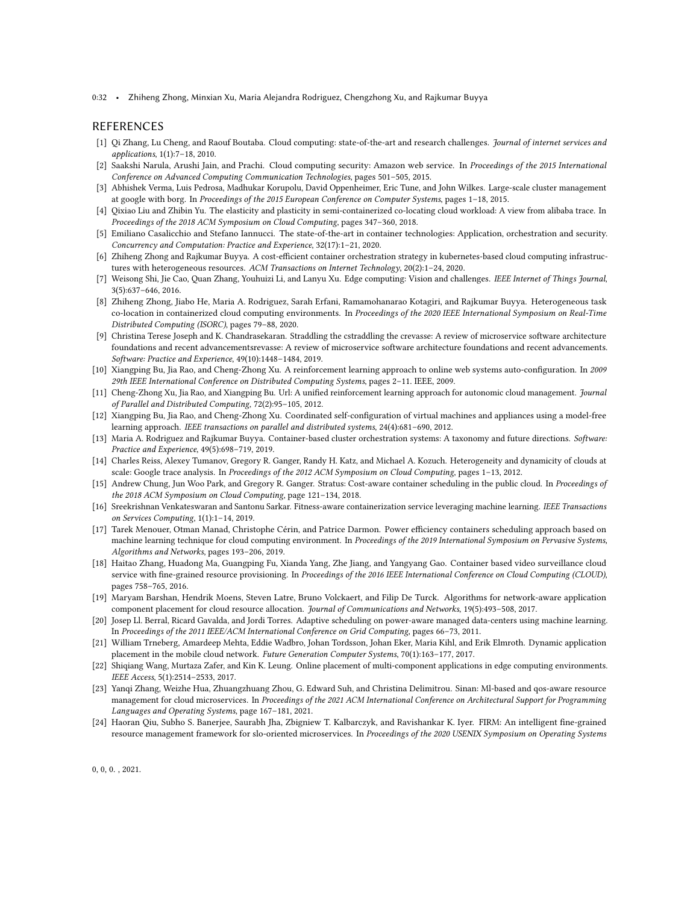## REFERENCES

- [1] Qi Zhang, Lu Cheng, and Raouf Boutaba. Cloud computing: state-of-the-art and research challenges. *Journal of internet services and applications*, 1(1):7–18, 2010.
- [2] Saakshi Narula, Arushi Jain, and Prachi. Cloud computing security: Amazon web service. In *Proceedings of the 2015 International Conference on Advanced Computing Communication Technologies*, pages 501–505, 2015.
- [3] Abhishek Verma, Luis Pedrosa, Madhukar Korupolu, David Oppenheimer, Eric Tune, and John Wilkes. Large-scale cluster management at google with borg. In *Proceedings of the 2015 European Conference on Computer Systems*, pages 1–18, 2015.
- [4] Qixiao Liu and Zhibin Yu. The elasticity and plasticity in semi-containerized co-locating cloud workload: A view from alibaba trace. In *Proceedings of the 2018 ACM Symposium on Cloud Computing*, pages 347–360, 2018.
- [5] Emiliano Casalicchio and Stefano Iannucci. The state-of-the-art in container technologies: Application, orchestration and security. *Concurrency and Computation: Practice and Experience*, 32(17):1–21, 2020.
- [6] Zhiheng Zhong and Rajkumar Buyya. A cost-efficient container orchestration strategy in kubernetes-based cloud computing infrastructures with heterogeneous resources. *ACM Transactions on Internet Technology*, 20(2):1–24, 2020.
- [7] Weisong Shi, Jie Cao, Quan Zhang, Youhuizi Li, and Lanyu Xu. Edge computing: Vision and challenges. *IEEE Internet of Things Journal*, 3(5):637–646, 2016.
- [8] Zhiheng Zhong, Jiabo He, Maria A. Rodriguez, Sarah Erfani, Ramamohanarao Kotagiri, and Rajkumar Buyya. Heterogeneous task co-location in containerized cloud computing environments. In *Proceedings of the 2020 IEEE International Symposium on Real-Time Distributed Computing (ISORC)*, pages 79–88, 2020.
- [9] Christina Terese Joseph and K. Chandrasekaran. Straddling the cstraddling the crevasse: A review of microservice software architecture foundations and recent advancementsrevasse: A review of microservice software architecture foundations and recent advancements. *Software: Practice and Experience*, 49(10):1448–1484, 2019.
- [10] Xiangping Bu, Jia Rao, and Cheng-Zhong Xu. A reinforcement learning approach to online web systems auto-configuration. In *2009 29th IEEE International Conference on Distributed Computing Systems*, pages 2–11. IEEE, 2009.
- [11] Cheng-Zhong Xu, Jia Rao, and Xiangping Bu. Url: A unified reinforcement learning approach for autonomic cloud management. *Journal of Parallel and Distributed Computing*, 72(2):95–105, 2012.
- [12] Xiangping Bu, Jia Rao, and Cheng-Zhong Xu. Coordinated self-configuration of virtual machines and appliances using a model-free learning approach. *IEEE transactions on parallel and distributed systems*, 24(4):681–690, 2012.
- [13] Maria A. Rodriguez and Rajkumar Buyya. Container-based cluster orchestration systems: A taxonomy and future directions. *Software: Practice and Experience*, 49(5):698–719, 2019.
- [14] Charles Reiss, Alexey Tumanov, Gregory R. Ganger, Randy H. Katz, and Michael A. Kozuch. Heterogeneity and dynamicity of clouds at scale: Google trace analysis. In *Proceedings of the 2012 ACM Symposium on Cloud Computing*, pages 1–13, 2012.
- [15] Andrew Chung, Jun Woo Park, and Gregory R. Ganger. Stratus: Cost-aware container scheduling in the public cloud. In *Proceedings of the 2018 ACM Symposium on Cloud Computing*, page 121–134, 2018.
- [16] Sreekrishnan Venkateswaran and Santonu Sarkar. Fitness-aware containerization service leveraging machine learning. *IEEE Transactions on Services Computing*, 1(1):1–14, 2019.
- [17] Tarek Menouer, Otman Manad, Christophe Cérin, and Patrice Darmon. Power efficiency containers scheduling approach based on machine learning technique for cloud computing environment. In *Proceedings of the 2019 International Symposium on Pervasive Systems, Algorithms and Networks*, pages 193–206, 2019.
- [18] Haitao Zhang, Huadong Ma, Guangping Fu, Xianda Yang, Zhe Jiang, and Yangyang Gao. Container based video surveillance cloud service with fine-grained resource provisioning. In *Proceedings of the 2016 IEEE International Conference on Cloud Computing (CLOUD)*, pages 758–765, 2016.
- [19] Maryam Barshan, Hendrik Moens, Steven Latre, Bruno Volckaert, and Filip De Turck. Algorithms for network-aware application component placement for cloud resource allocation. *Journal of Communications and Networks*, 19(5):493–508, 2017.
- [20] Josep Ll. Berral, Ricard Gavalda, and Jordi Torres. Adaptive scheduling on power-aware managed data-centers using machine learning. In *Proceedings of the 2011 IEEE/ACM International Conference on Grid Computing*, pages 66–73, 2011.
- [21] William Trneberg, Amardeep Mehta, Eddie Wadbro, Johan Tordsson, Johan Eker, Maria Kihl, and Erik Elmroth. Dynamic application placement in the mobile cloud network. *Future Generation Computer Systems*, 70(1):163–177, 2017.
- [22] Shiqiang Wang, Murtaza Zafer, and Kin K. Leung. Online placement of multi-component applications in edge computing environments. *IEEE Access*, 5(1):2514–2533, 2017.
- [23] Yanqi Zhang, Weizhe Hua, Zhuangzhuang Zhou, G. Edward Suh, and Christina Delimitrou. Sinan: Ml-based and qos-aware resource management for cloud microservices. In *Proceedings of the 2021 ACM International Conference on Architectural Support for Programming Languages and Operating Systems*, page 167–181, 2021.
- [24] Haoran Qiu, Subho S. Banerjee, Saurabh Jha, Zbigniew T. Kalbarczyk, and Ravishankar K. Iyer. FIRM: An intelligent fine-grained resource management framework for slo-oriented microservices. In *Proceedings of the 2020 USENIX Symposium on Operating Systems*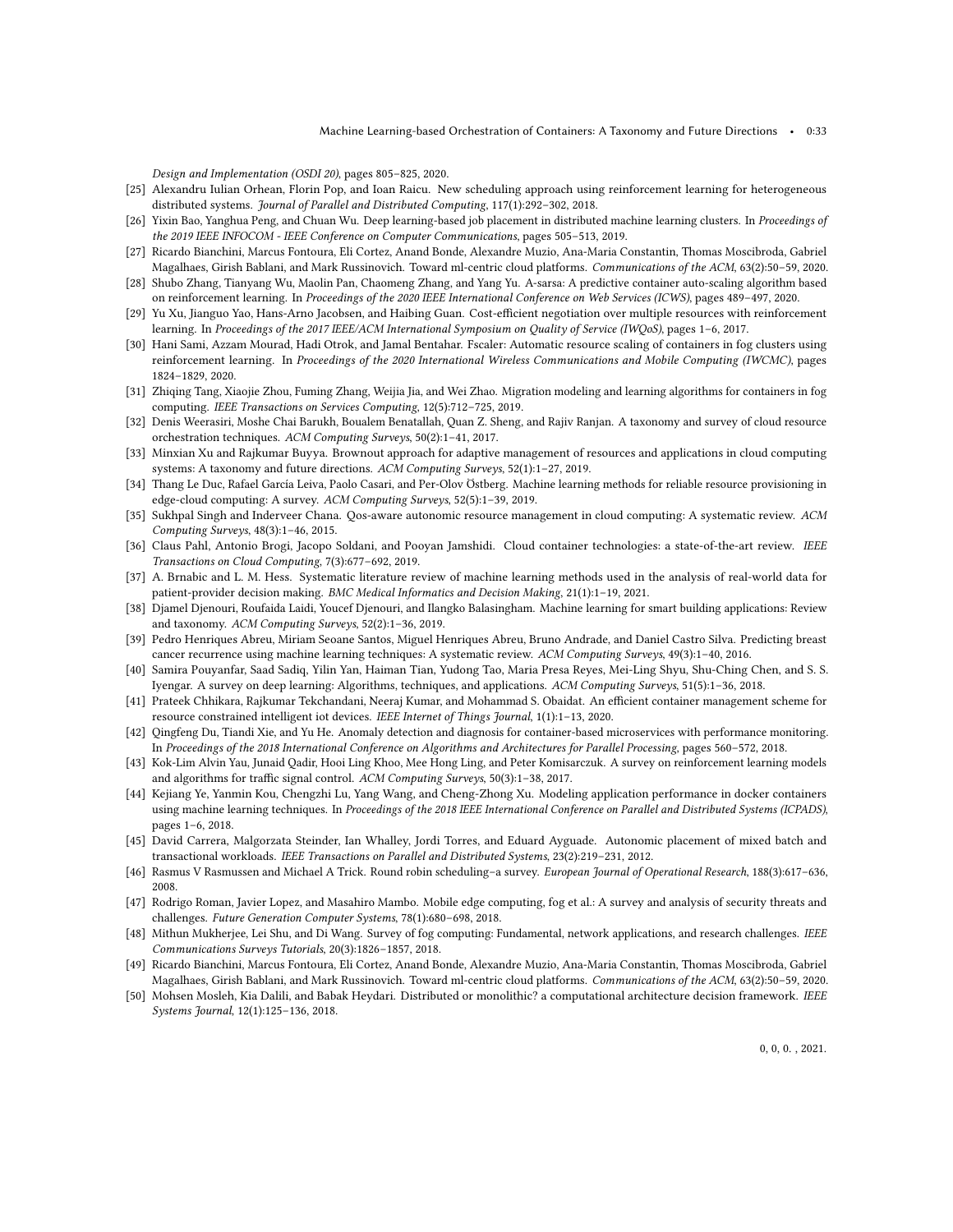*Design and Implementation (OSDI 20)*, pages 805–825, 2020.

[25] Alexandru Iulian Orhean, Florin Pop, and Ioan Raicu. New scheduling approach using reinforcement learning for heterogeneous distributed systems. *Journal of Parallel and Distributed Computing*, 117(1):292–302, 2018.

[26] Yixin Bao, Yanghua Peng, and Chuan Wu. Deep learning-based job placement in distributed machine learning clusters. In *Proceedings of the 2019 IEEE INFOCOM - IEEE Conference on Computer Communications*, pages 505–513, 2019.

[27] Ricardo Bianchini, Marcus Fontoura, Eli Cortez, Anand Bonde, Alexandre Muzio, Ana-Maria Constantin, Thomas Moscibroda, Gabriel Magalhaes, Girish Bablani, and Mark Russinovich. Toward ml-centric cloud platforms. *Communications of the ACM*, 63(2):50–59, 2020.

[28] Shubo Zhang, Tianyang Wu, Maolin Pan, Chaomeng Zhang, and Yang Yu. A-sarsa: A predictive container auto-scaling algorithm based on reinforcement learning. In *Proceedings of the 2020 IEEE International Conference on Web Services (ICWS)*, pages 489–497, 2020.

[29] Yu Xu, Jianguo Yao, Hans-Arno Jacobsen, and Haibing Guan. Cost-efficient negotiation over multiple resources with reinforcement learning. In *Proceedings of the 2017 IEEE/ACM International Symposium on Quality of Service (IWQoS)*, pages 1–6, 2017.

[30] Hani Sami, Azzam Mourad, Hadi Otrok, and Jamal Bentahar. Fscaler: Automatic resource scaling of containers in fog clusters using reinforcement learning. In *Proceedings of the 2020 International Wireless Communications and Mobile Computing (IWCMC)*, pages 1824–1829, 2020.

[31] Zhiqing Tang, Xiaojie Zhou, Fuming Zhang, Weijia Jia, and Wei Zhao. Migration modeling and learning algorithms for containers in fog computing. *IEEE Transactions on Services Computing*, 12(5):712–725, 2019.

[32] Denis Weerasiri, Moshe Chai Barukh, Boualem Benatallah, Quan Z. Sheng, and Rajiv Ranjan. A taxonomy and survey of cloud resource orchestration techniques. *ACM Computing Surveys*, 50(2):1–41, 2017.

[33] Minxian Xu and Rajkumar Buyya. Brownout approach for adaptive management of resources and applications in cloud computing systems: A taxonomy and future directions. *ACM Computing Surveys*, 52(1):1–27, 2019.

[34] Thang Le Duc, Rafael García Leiva, Paolo Casari, and Per-Olov Östberg. Machine learning methods for reliable resource provisioning in edge-cloud computing: A survey. *ACM Computing Surveys*, 52(5):1–39, 2019.

[35] Sukhpal Singh and Inderveer Chana. Qos-aware autonomic resource management in cloud computing: A systematic review. *ACM Computing Surveys*, 48(3):1–46, 2015.

[36] Claus Pahl, Antonio Brogi, Jacopo Soldani, and Pooyan Jamshidi. Cloud container technologies: a state-of-the-art review. *IEEE Transactions on Cloud Computing*, 7(3):677–692, 2019.

[37] A. Brnabic and L. M. Hess. Systematic literature review of machine learning methods used in the analysis of real-world data for patient-provider decision making. *BMC Medical Informatics and Decision Making*, 21(1):1–19, 2021.

[38] Djamel Djenouri, Roufaida Laidi, Youcef Djenouri, and Ilangko Balasingham. Machine learning for smart building applications: Review and taxonomy. *ACM Computing Surveys*, 52(2):1–36, 2019.

[39] Pedro Henriques Abreu, Miriam Seoane Santos, Miguel Henriques Abreu, Bruno Andrade, and Daniel Castro Silva. Predicting breast cancer recurrence using machine learning techniques: A systematic review. *ACM Computing Surveys*, 49(3):1–40, 2016.

[40] Samira Pouyanfar, Saad Sadiq, Yilin Yan, Haiman Tian, Yudong Tao, Maria Presa Reyes, Mei-Ling Shyu, Shu-Ching Chen, and S. S. Iyengar. A survey on deep learning: Algorithms, techniques, and applications. *ACM Computing Surveys*, 51(5):1–36, 2018.

[41] Prateek Chhikara, Rajkumar Tekchandani, Neeraj Kumar, and Mohammad S. Obaidat. An efficient container management scheme for resource constrained intelligent iot devices. *IEEE Internet of Things Journal*, 1(1):1–13, 2020.

[42] Qingfeng Du, Tiandi Xie, and Yu He. Anomaly detection and diagnosis for container-based microservices with performance monitoring. In *Proceedings of the 2018 International Conference on Algorithms and Architectures for Parallel Processing*, pages 560–572, 2018.

[43] Kok-Lim Alvin Yau, Junaid Qadir, Hooi Ling Khoo, Mee Hong Ling, and Peter Komisarczuk. A survey on reinforcement learning models and algorithms for traffic signal control. *ACM Computing Surveys*, 50(3):1–38, 2017.

[44] Kejiang Ye, Yanmin Kou, Chengzhi Lu, Yang Wang, and Cheng-Zhong Xu. Modeling application performance in docker containers using machine learning techniques. In *Proceedings of the 2018 IEEE International Conference on Parallel and Distributed Systems (ICPADS)*, pages 1–6, 2018.

[45] David Carrera, Malgorzata Steinder, Ian Whalley, Jordi Torres, and Eduard Ayguade. Autonomic placement of mixed batch and transactional workloads. *IEEE Transactions on Parallel and Distributed Systems*, 23(2):219–231, 2012.

[46] Rasmus V Rasmussen and Michael A Trick. Round robin scheduling–a survey. *European Journal of Operational Research*, 188(3):617–636, 2008.

[47] Rodrigo Roman, Javier Lopez, and Masahiro Mambo. Mobile edge computing, fog et al.: A survey and analysis of security threats and challenges. *Future Generation Computer Systems*, 78(1):680–698, 2018.

[48] Mithun Mukherjee, Lei Shu, and Di Wang. Survey of fog computing: Fundamental, network applications, and research challenges. *IEEE Communications Surveys Tutorials*, 20(3):1826–1857, 2018.

[49] Ricardo Bianchini, Marcus Fontoura, Eli Cortez, Anand Bonde, Alexandre Muzio, Ana-Maria Constantin, Thomas Moscibroda, Gabriel Magalhaes, Girish Bablani, and Mark Russinovich. Toward ml-centric cloud platforms. *Communications of the ACM*, 63(2):50–59, 2020.

[50] Mohsen Mosleh, Kia Dalili, and Babak Heydari. Distributed or monolithic? a computational architecture decision framework. *IEEE Systems Journal*, 12(1):125–136, 2018.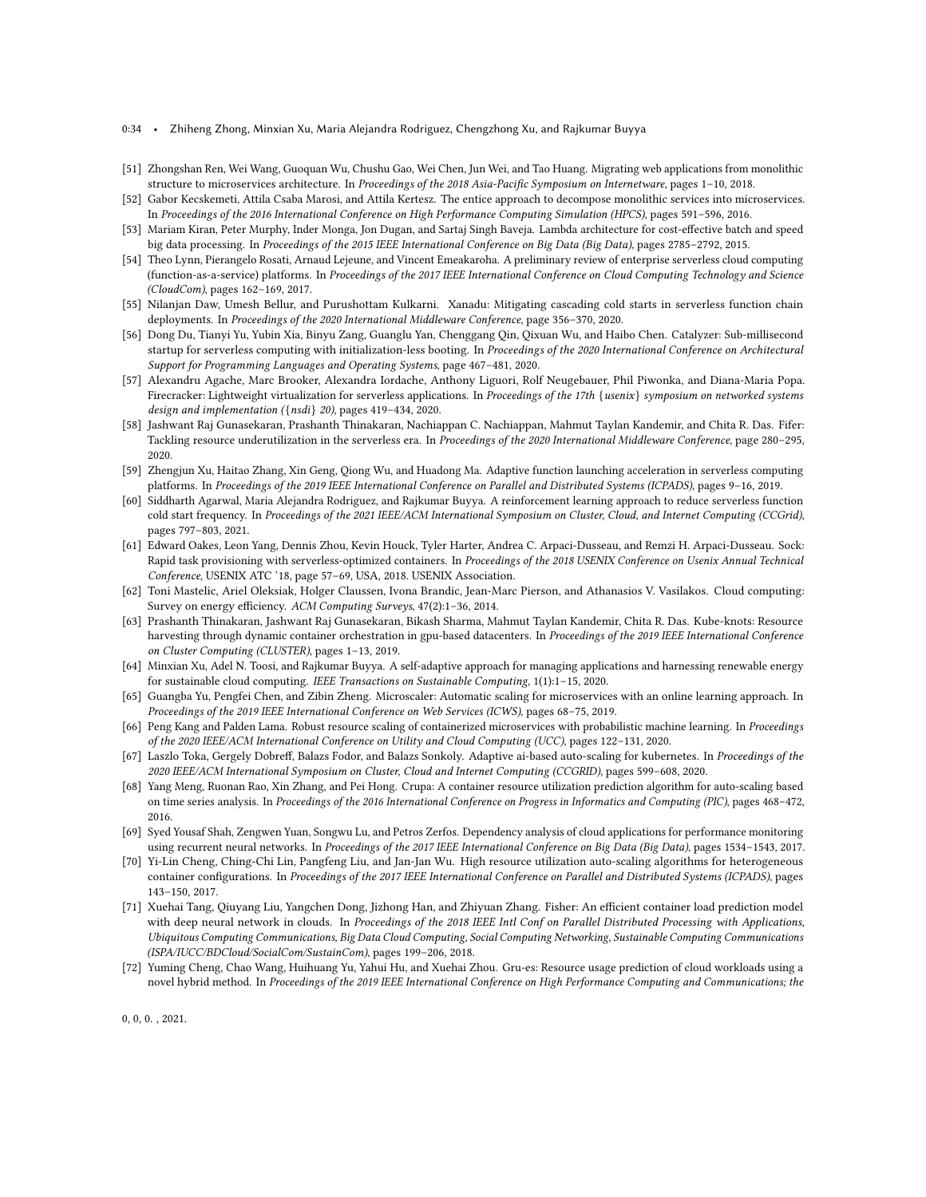[51] Zhongshan Ren, Wei Wang, Guoquan Wu, Chushu Gao, Wei Chen, Jun Wei, and Tao Huang. Migrating web applications from monolithic structure to microservices architecture. In *Proceedings of the 2018 Asia-Pacific Symposium on Internetware*, pages 1–10, 2018.

[52] Gabor Kecskemeti, Attila Csaba Marosi, and Attila Kertesz. The entice approach to decompose monolithic services into microservices. In *Proceedings of the 2016 International Conference on High Performance Computing Simulation (HPCS)*, pages 591–596, 2016.

[53] Mariam Kiran, Peter Murphy, Inder Monga, Jon Dugan, and Sartaj Singh Baveja. Lambda architecture for cost-effective batch and speed big data processing. In *Proceedings of the 2015 IEEE International Conference on Big Data (Big Data)*, pages 2785–2792, 2015.

[54] Theo Lynn, Pierangelo Rosati, Arnaud Lejeune, and Vincent Emeakaroha. A preliminary review of enterprise serverless cloud computing (function-as-a-service) platforms. In *Proceedings of the 2017 IEEE International Conference on Cloud Computing Technology and Science (CloudCom)*, pages 162–169, 2017.

[55] Nilanjan Daw, Umesh Bellur, and Purushottam Kulkarni. Xanadu: Mitigating cascading cold starts in serverless function chain deployments. In *Proceedings of the 2020 International Middleware Conference*, page 356–370, 2020.

[56] Dong Du, Tianyi Yu, Yubin Xia, Binyu Zang, Guanglu Yan, Chenggang Qin, Qixuan Wu, and Haibo Chen. Catalyzer: Sub-millisecond startup for serverless computing with initialization-less booting. In *Proceedings of the 2020 International Conference on Architectural Support for Programming Languages and Operating Systems*, page 467–481, 2020.

[57] Alexandru Agache, Marc Brooker, Alexandra Iordache, Anthony Liguori, Rolf Neugebauer, Phil Piwonka, and Diana-Maria Popa. Firecracker: Lightweight virtualization for serverless applications. In *Proceedings of the 17th {usenix} symposium on networked systems design and implementation ({nsdi} 20)*, pages 419–434, 2020.

[58] Jashwant Raj Gunasekaran, Prashanth Thinakaran, Nachiappan C. Nachiappan, Mahmut Taylan Kandemir, and Chita R. Das. Fifer: Tackling resource underutilization in the serverless era. In *Proceedings of the 2020 International Middleware Conference*, page 280–295, 2020.

[59] Zhengjun Xu, Haitao Zhang, Xin Geng, Qiong Wu, and Huadong Ma. Adaptive function launching acceleration in serverless computing platforms. In *Proceedings of the 2019 IEEE International Conference on Parallel and Distributed Systems (ICPADS)*, pages 9–16, 2019.

[60] Siddharth Agarwal, Maria Alejandra Rodriguez, and Rajkumar Buyya. A reinforcement learning approach to reduce serverless function cold start frequency. In *Proceedings of the 2021 IEEE/ACM International Symposium on Cluster, Cloud, and Internet Computing (CCGrid)*, pages 797–803, 2021.

[61] Edward Oakes, Leon Yang, Dennis Zhou, Kevin Houck, Tyler Harter, Andrea C. Arpaci-Dusseau, and Remzi H. Arpaci-Dusseau. Sock: Rapid task provisioning with serverless-optimized containers. In *Proceedings of the 2018 USENIX Conference on Usenix Annual Technical Conference*, USENIX ATC '18, page 57–69, USA, 2018. USENIX Association.

[62] Toni Mastelic, Ariel Oleksiak, Holger Claussen, Ivona Brandic, Jean-Marc Pierson, and Athanasios V. Vasilakos. Cloud computing: Survey on energy efficiency. *ACM Computing Surveys*, 47(2):1–36, 2014.

[63] Prashanth Thinakaran, Jashwant Raj Gunasekaran, Bikash Sharma, Mahmut Taylan Kandemir, Chita R. Das. Kube-knots: Resource harvesting through dynamic container orchestration in gpu-based datacenters. In *Proceedings of the 2019 IEEE International Conference on Cluster Computing (CLUSTER)*, pages 1–13, 2019.

[64] Minxian Xu, Adel N. Toosi, and Rajkumar Buyya. A self-adaptive approach for managing applications and harnessing renewable energy for sustainable cloud computing. *IEEE Transactions on Sustainable Computing*, 1(1):1–15, 2020.

[65] Guangba Yu, Pengfei Chen, and Zibin Zheng. Microscaler: Automatic scaling for microservices with an online learning approach. In *Proceedings of the 2019 IEEE International Conference on Web Services (ICWS)*, pages 68–75, 2019.

[66] Peng Kang and Palden Lama. Robust resource scaling of containerized microservices with probabilistic machine learning. In *Proceedings of the 2020 IEEE/ACM International Conference on Utility and Cloud Computing (UCC)*, pages 122–131, 2020.

[67] Laszlo Toka, Gergely Dobreff, Balazs Fodor, and Balazs Sonkoly. Adaptive ai-based auto-scaling for kubernetes. In *Proceedings of the 2020 IEEE/ACM International Symposium on Cluster, Cloud and Internet Computing (CCGRID)*, pages 599–608, 2020.

[68] Yang Meng, Ruonan Rao, Xin Zhang, and Pei Hong. Crupa: A container resource utilization prediction algorithm for auto-scaling based on time series analysis. In *Proceedings of the 2016 International Conference on Progress in Informatics and Computing (PIC)*, pages 468–472, 2016.

[69] Syed Yousaf Shah, Zengwen Yuan, Songwu Lu, and Petros Zerfos. Dependency analysis of cloud applications for performance monitoring using recurrent neural networks. In *Proceedings of the 2017 IEEE International Conference on Big Data (Big Data)*, pages 1534–1543, 2017.

[70] Yi-Lin Cheng, Ching-Chi Lin, Pangfeng Liu, and Jan-Jan Wu. High resource utilization auto-scaling algorithms for heterogeneous container configurations. In *Proceedings of the 2017 IEEE International Conference on Parallel and Distributed Systems (ICPADS)*, pages 143–150, 2017.

[71] Xuehai Tang, Qiuyang Liu, Yangchen Dong, Jizhong Han, and Zhiyuan Zhang. Fisher: An efficient container load prediction model with deep neural network in clouds. In *Proceedings of the 2018 IEEE Intl Conf on Parallel Distributed Processing with Applications, Ubiquitous Computing Communications, Big Data Cloud Computing, Social Computing Networking, Sustainable Computing Communications (ISPA/IUCC/BDCloud/SocialCom/SustainCom)*, pages 199–206, 2018.

[72] Yuming Cheng, Chao Wang, Huihuang Yu, Yahui Hu, and Xuehai Zhou. Gru-es: Resource usage prediction of cloud workloads using a novel hybrid method. In *Proceedings of the 2019 IEEE International Conference on High Performance Computing and Communications; the*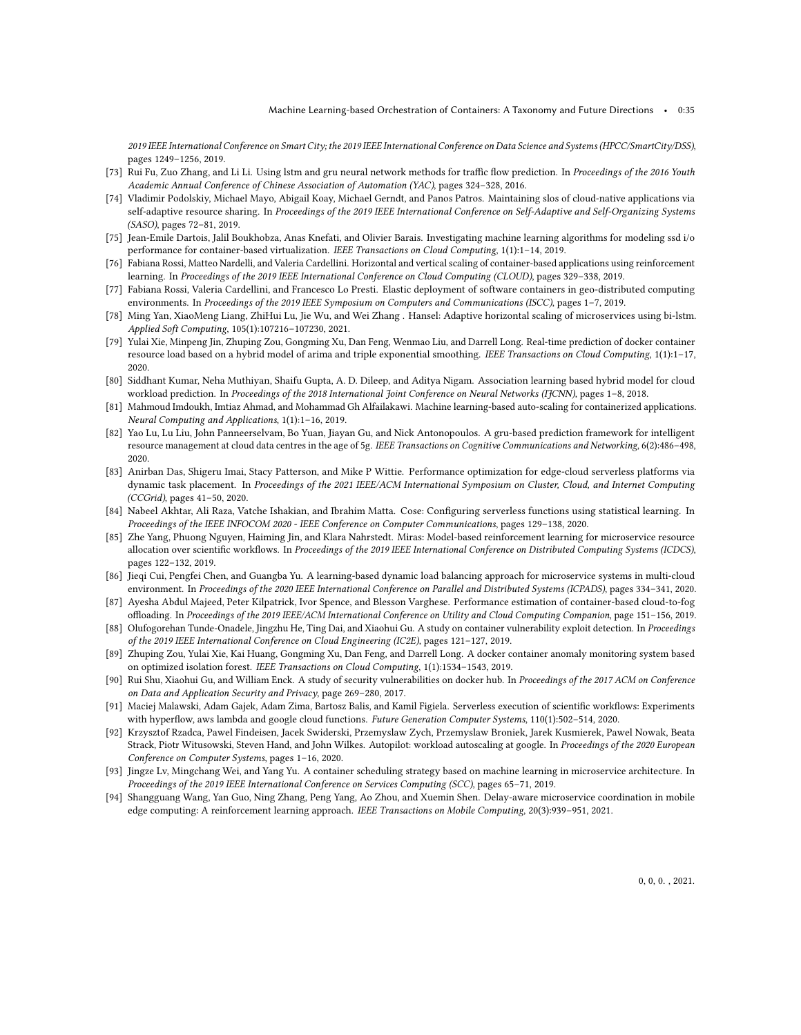*2019 IEEE International Conference on Smart City; the 2019 IEEE International Conference on Data Science and Systems (HPCC/SmartCity/DSS)*, pages 1249–1256, 2019.

[73] Rui Fu, Zuo Zhang, and Li Li. Using lstm and gru neural network methods for traffic flow prediction. In *Proceedings of the 2016 Youth Academic Annual Conference of Chinese Association of Automation (YAC)*, pages 324–328, 2016.

[74] Vladimir Podolskiy, Michael Mayo, Abigail Koay, Michael Gerndt, and Panos Patros. Maintaining slos of cloud-native applications via self-adaptive resource sharing. In *Proceedings of the 2019 IEEE International Conference on Self-Adaptive and Self-Organizing Systems (SASO)*, pages 72–81, 2019.

[75] Jean-Emile Dartois, Jalil Boukhobza, Anas Knefati, and Olivier Barais. Investigating machine learning algorithms for modeling ssd i/o performance for container-based virtualization. *IEEE Transactions on Cloud Computing*, 1(1):1–14, 2019.

[76] Fabiana Rossi, Matteo Nardelli, and Valeria Cardellini. Horizontal and vertical scaling of container-based applications using reinforcement learning. In *Proceedings of the 2019 IEEE International Conference on Cloud Computing (CLOUD)*, pages 329–338, 2019.

[77] Fabiana Rossi, Valeria Cardellini, and Francesco Lo Presti. Elastic deployment of software containers in geo-distributed computing environments. In *Proceedings of the 2019 IEEE Symposium on Computers and Communications (ISCC)*, pages 1–7, 2019.

[78] Ming Yan, XiaoMeng Liang, ZhiHui Lu, Jie Wu, and Wei Zhang . Hansel: Adaptive horizontal scaling of microservices using bi-lstm. *Applied Soft Computing*, 105(1):107216–107230, 2021.

[79] Yulai Xie, Minpeng Jin, Zhuping Zou, Gongming Xu, Dan Feng, Wenmao Liu, and Darrell Long. Real-time prediction of docker container resource load based on a hybrid model of arima and triple exponential smoothing. *IEEE Transactions on Cloud Computing*, 1(1):1–17, 2020.

[80] Siddhant Kumar, Neha Muthiyan, Shaifu Gupta, A. D. Dileep, and Aditya Nigam. Association learning based hybrid model for cloud workload prediction. In *Proceedings of the 2018 International Joint Conference on Neural Networks (IJCNN)*, pages 1–8, 2018.

[81] Mahmoud Imdoukh, Imtiaz Ahmad, and Mohammad Gh Alfailakawi. Machine learning-based auto-scaling for containerized applications. *Neural Computing and Applications*, 1(1):1–16, 2019.

[82] Yao Lu, Lu Liu, John Panneerselvam, Bo Yuan, Jiayan Gu, and Nick Antonopoulos. A gru-based prediction framework for intelligent resource management at cloud data centres in the age of 5g. *IEEE Transactions on Cognitive Communications and Networking*, 6(2):486–498, 2020.

[83] Anirban Das, Shigeru Imai, Stacy Patterson, and Mike P Wittie. Performance optimization for edge-cloud serverless platforms via dynamic task placement. In *Proceedings of the 2021 IEEE/ACM International Symposium on Cluster, Cloud, and Internet Computing (CCGrid)*, pages 41–50, 2020.

[84] Nabeel Akhtar, Ali Raza, Vatche Ishakian, and Ibrahim Matta. Cose: Configuring serverless functions using statistical learning. In *Proceedings of the IEEE INFOCOM 2020 - IEEE Conference on Computer Communications*, pages 129–138, 2020.

[85] Zhe Yang, Phuong Nguyen, Haiming Jin, and Klara Nahrstedt. Miras: Model-based reinforcement learning for microservice resource allocation over scientific workflows. In *Proceedings of the 2019 IEEE International Conference on Distributed Computing Systems (ICDCS)*, pages 122–132, 2019.

[86] Jieqi Cui, Pengfei Chen, and Guangba Yu. A learning-based dynamic load balancing approach for microservice systems in multi-cloud environment. In *Proceedings of the 2020 IEEE International Conference on Parallel and Distributed Systems (ICPADS)*, pages 334–341, 2020.

[87] Ayesha Abdul Majeed, Peter Kilpatrick, Ivor Spence, and Blesson Varghese. Performance estimation of container-based cloud-to-fog offloading. In *Proceedings of the 2019 IEEE/ACM International Conference on Utility and Cloud Computing Companion*, page 151–156, 2019.

[88] Olufogorehan Tunde-Onadele, Jingzhu He, Ting Dai, and Xiaohui Gu. A study on container vulnerability exploit detection. In *Proceedings of the 2019 IEEE International Conference on Cloud Engineering (IC2E)*, pages 121–127, 2019.

[89] Zhuping Zou, Yulai Xie, Kai Huang, Gongming Xu, Dan Feng, and Darrell Long. A docker container anomaly monitoring system based on optimized isolation forest. *IEEE Transactions on Cloud Computing*, 1(1):1534–1543, 2019.

[90] Rui Shu, Xiaohui Gu, and William Enck. A study of security vulnerabilities on docker hub. In *Proceedings of the 2017 ACM on Conference on Data and Application Security and Privacy*, page 269–280, 2017.

[91] Maciej Malawski, Adam Gajek, Adam Zima, Bartosz Balis, and Kamil Figiela. Serverless execution of scientific workflows: Experiments with hyperflow, aws lambda and google cloud functions. *Future Generation Computer Systems*, 110(1):502–514, 2020.

[92] Krzysztof Rzadca, Pawel Findeisen, Jacek Swiderski, Przemyslaw Zych, Przemyslaw Broniek, Jarek Kusmierek, Pawel Nowak, Beata Strack, Piotr Witusowski, Steven Hand, and John Wilkes. Autopilot: workload autoscaling at google. In *Proceedings of the 2020 European Conference on Computer Systems*, pages 1–16, 2020.

[93] Jingze Lv, Mingchang Wei, and Yang Yu. A container scheduling strategy based on machine learning in microservice architecture. In *Proceedings of the 2019 IEEE International Conference on Services Computing (SCC)*, pages 65–71, 2019.

[94] Shangguang Wang, Yan Guo, Ning Zhang, Peng Yang, Ao Zhou, and Xuemin Shen. Delay-aware microservice coordination in mobile edge computing: A reinforcement learning approach. *IEEE Transactions on Mobile Computing*, 20(3):939–951, 2021.